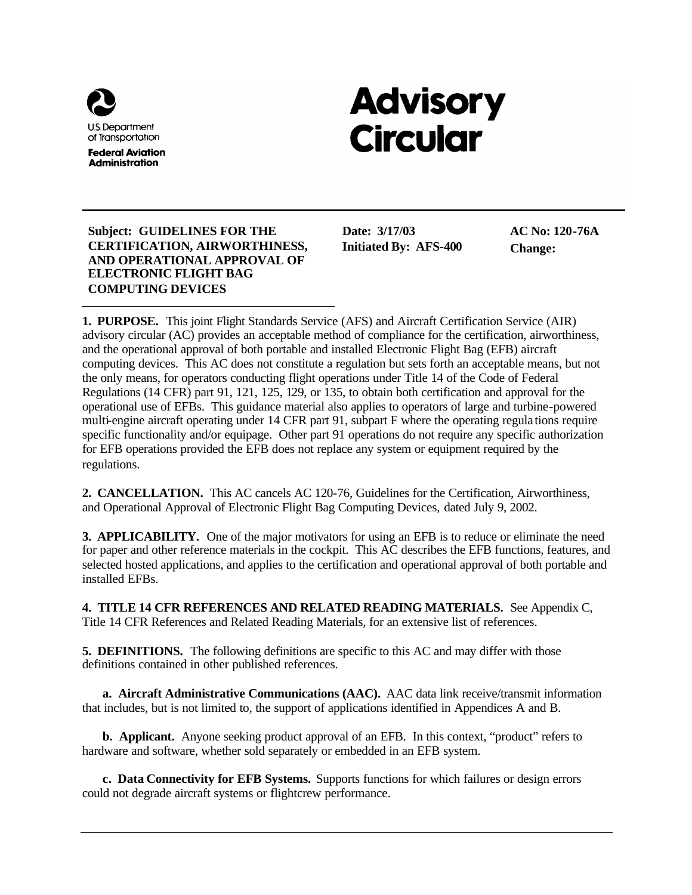U.S. Department of Transportation
**Federal Aviation Administration**

# Advisory Circular

**Subject: GUIDELINES FOR THE CERTIFICATION, AIRWORTHINESS, AND OPERATIONAL APPROVAL OF ELECTRONIC FLIGHT BAG COMPUTING DEVICES**

**Date: 3/17/03**
**Initiated By: AFS-400**

**AC No: 120-76A**
**Change:**

**1. PURPOSE.** This joint Flight Standards Service (AFS) and Aircraft Certification Service (AIR) advisory circular (AC) provides an acceptable method of compliance for the certification, airworthiness, and the operational approval of both portable and installed Electronic Flight Bag (EFB) aircraft computing devices. This AC does not constitute a regulation but sets forth an acceptable means, but not the only means, for operators conducting flight operations under Title 14 of the Code of Federal Regulations (14 CFR) part 91, 121, 125, 129, or 135, to obtain both certification and approval for the operational use of EFBs. This guidance material also applies to operators of large and turbine-powered multi-engine aircraft operating under 14 CFR part 91, subpart F where the operating regulations require specific functionality and/or equipage. Other part 91 operations do not require any specific authorization for EFB operations provided the EFB does not replace any system or equipment required by the regulations.

**2. CANCELLATION.** This AC cancels AC 120-76, Guidelines for the Certification, Airworthiness, and Operational Approval of Electronic Flight Bag Computing Devices, dated July 9, 2002.

**3. APPLICABILITY.** One of the major motivators for using an EFB is to reduce or eliminate the need for paper and other reference materials in the cockpit. This AC describes the EFB functions, features, and selected hosted applications, and applies to the certification and operational approval of both portable and installed EFBs.

**4. TITLE 14 CFR REFERENCES AND RELATED READING MATERIALS.** See Appendix C, Title 14 CFR References and Related Reading Materials, for an extensive list of references.

**5. DEFINITIONS.** The following definitions are specific to this AC and may differ with those definitions contained in other published references.

**a. Aircraft Administrative Communications (AAC).** AAC data link receive/transmit information that includes, but is not limited to, the support of applications identified in Appendices A and B.

**b. Applicant.** Anyone seeking product approval of an EFB. In this context, "product" refers to hardware and software, whether sold separately or embedded in an EFB system.

**c. Data Connectivity for EFB Systems.** Supports functions for which failures or design errors could not degrade aircraft systems or flightcrew performance.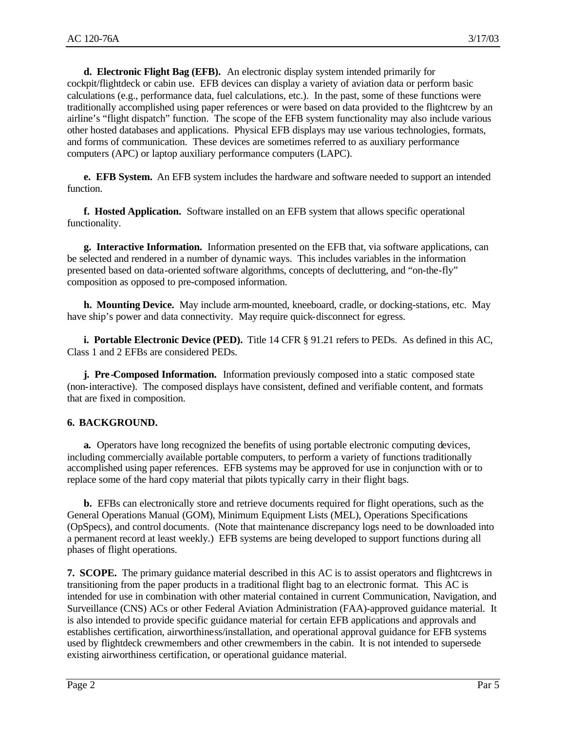**d. Electronic Flight Bag (EFB).** An electronic display system intended primarily for cockpit/flightdeck or cabin use. EFB devices can display a variety of aviation data or perform basic calculations (e.g., performance data, fuel calculations, etc.). In the past, some of these functions were traditionally accomplished using paper references or were based on data provided to the flightcrew by an airline's "flight dispatch" function. The scope of the EFB system functionality may also include various other hosted databases and applications. Physical EFB displays may use various technologies, formats, and forms of communication. These devices are sometimes referred to as auxiliary performance computers (APC) or laptop auxiliary performance computers (LAPC).

**e. EFB System.** An EFB system includes the hardware and software needed to support an intended function.

**f. Hosted Application.** Software installed on an EFB system that allows specific operational functionality.

**g. Interactive Information.** Information presented on the EFB that, via software applications, can be selected and rendered in a number of dynamic ways. This includes variables in the information presented based on data-oriented software algorithms, concepts of decluttering, and "on-the-fly" composition as opposed to pre-composed information.

**h. Mounting Device.** May include arm-mounted, kneeboard, cradle, or docking-stations, etc. May have ship's power and data connectivity. May require quick-disconnect for egress.

**i. Portable Electronic Device (PED).** Title 14 CFR § 91.21 refers to PEDs. As defined in this AC, Class 1 and 2 EFBs are considered PEDs.

**j. Pre-Composed Information.** Information previously composed into a static composed state (non-interactive). The composed displays have consistent, defined and verifiable content, and formats that are fixed in composition.

**6. BACKGROUND.**

**a.** Operators have long recognized the benefits of using portable electronic computing devices, including commercially available portable computers, to perform a variety of functions traditionally accomplished using paper references. EFB systems may be approved for use in conjunction with or to replace some of the hard copy material that pilots typically carry in their flight bags.

**b.** EFBs can electronically store and retrieve documents required for flight operations, such as the General Operations Manual (GOM), Minimum Equipment Lists (MEL), Operations Specifications (OpSpecs), and control documents. (Note that maintenance discrepancy logs need to be downloaded into a permanent record at least weekly.) EFB systems are being developed to support functions during all phases of flight operations.

**7. SCOPE.** The primary guidance material described in this AC is to assist operators and flightcrews in transitioning from the paper products in a traditional flight bag to an electronic format. This AC is intended for use in combination with other material contained in current Communication, Navigation, and Surveillance (CNS) ACs or other Federal Aviation Administration (FAA)-approved guidance material. It is also intended to provide specific guidance material for certain EFB applications and approvals and establishes certification, airworthiness/installation, and operational approval guidance for EFB systems used by flightdeck crewmembers and other crewmembers in the cabin. It is not intended to supersede existing airworthiness certification, or operational guidance material.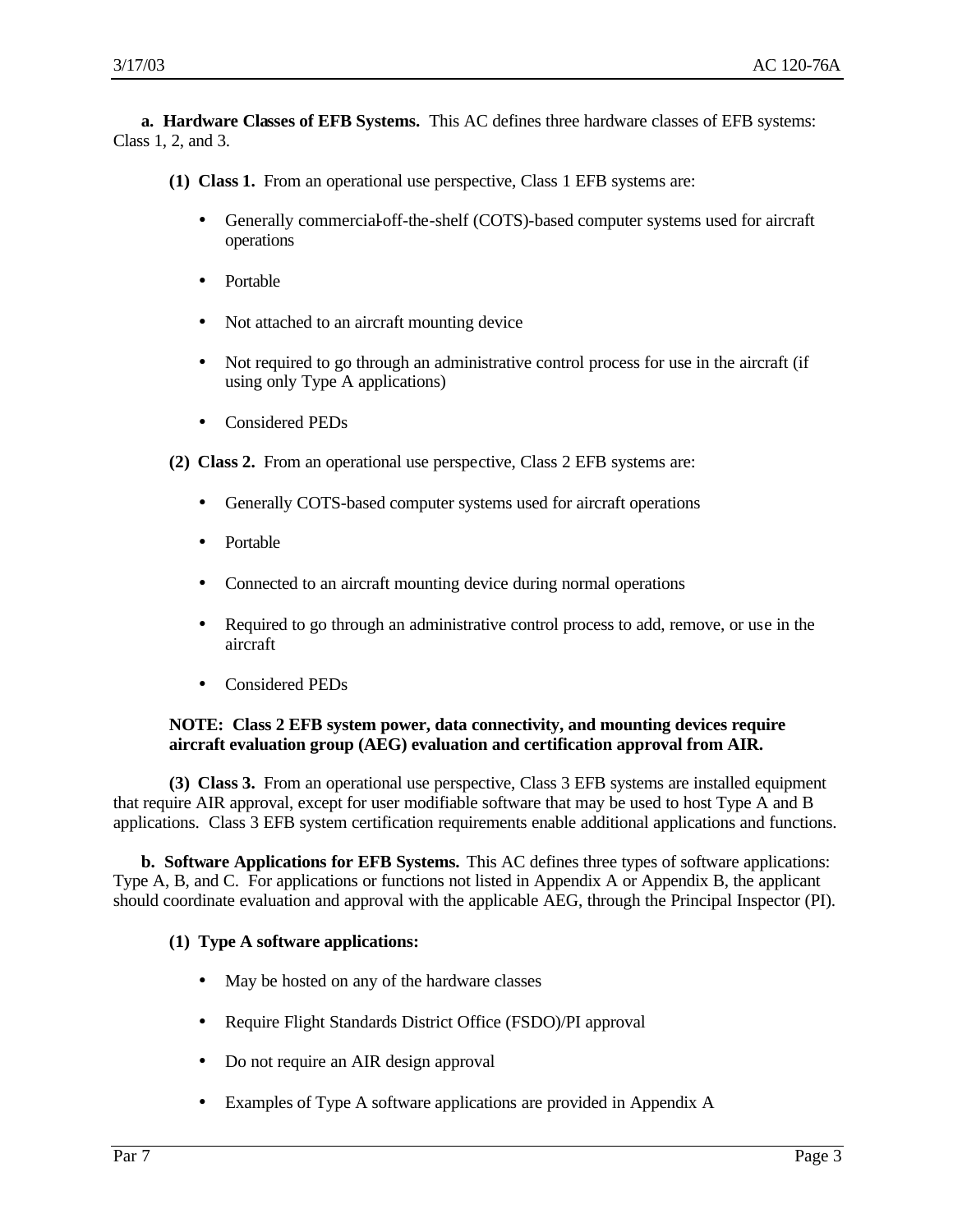**a. Hardware Classes of EFB Systems.** This AC defines three hardware classes of EFB systems: Class 1, 2, and 3.

**(1) Class 1.** From an operational use perspective, Class 1 EFB systems are:

- Generally commercial-off-the-shelf (COTS)-based computer systems used for aircraft operations
- Portable
- Not attached to an aircraft mounting device
- Not required to go through an administrative control process for use in the aircraft (if using only Type A applications)
- Considered PEDs

**(2) Class 2.** From an operational use perspective, Class 2 EFB systems are:

- Generally COTS-based computer systems used for aircraft operations
- Portable
- Connected to an aircraft mounting device during normal operations
- Required to go through an administrative control process to add, remove, or use in the aircraft
- Considered PEDs

**NOTE: Class 2 EFB system power, data connectivity, and mounting devices require aircraft evaluation group (AEG) evaluation and certification approval from AIR.**

**(3) Class 3.** From an operational use perspective, Class 3 EFB systems are installed equipment that require AIR approval, except for user modifiable software that may be used to host Type A and B applications. Class 3 EFB system certification requirements enable additional applications and functions.

**b. Software Applications for EFB Systems.** This AC defines three types of software applications: Type A, B, and C. For applications or functions not listed in Appendix A or Appendix B, the applicant should coordinate evaluation and approval with the applicable AEG, through the Principal Inspector (PI).

**(1) Type A software applications:**

- May be hosted on any of the hardware classes
- Require Flight Standards District Office (FSDO)/PI approval
- Do not require an AIR design approval
- Examples of Type A software applications are provided in Appendix A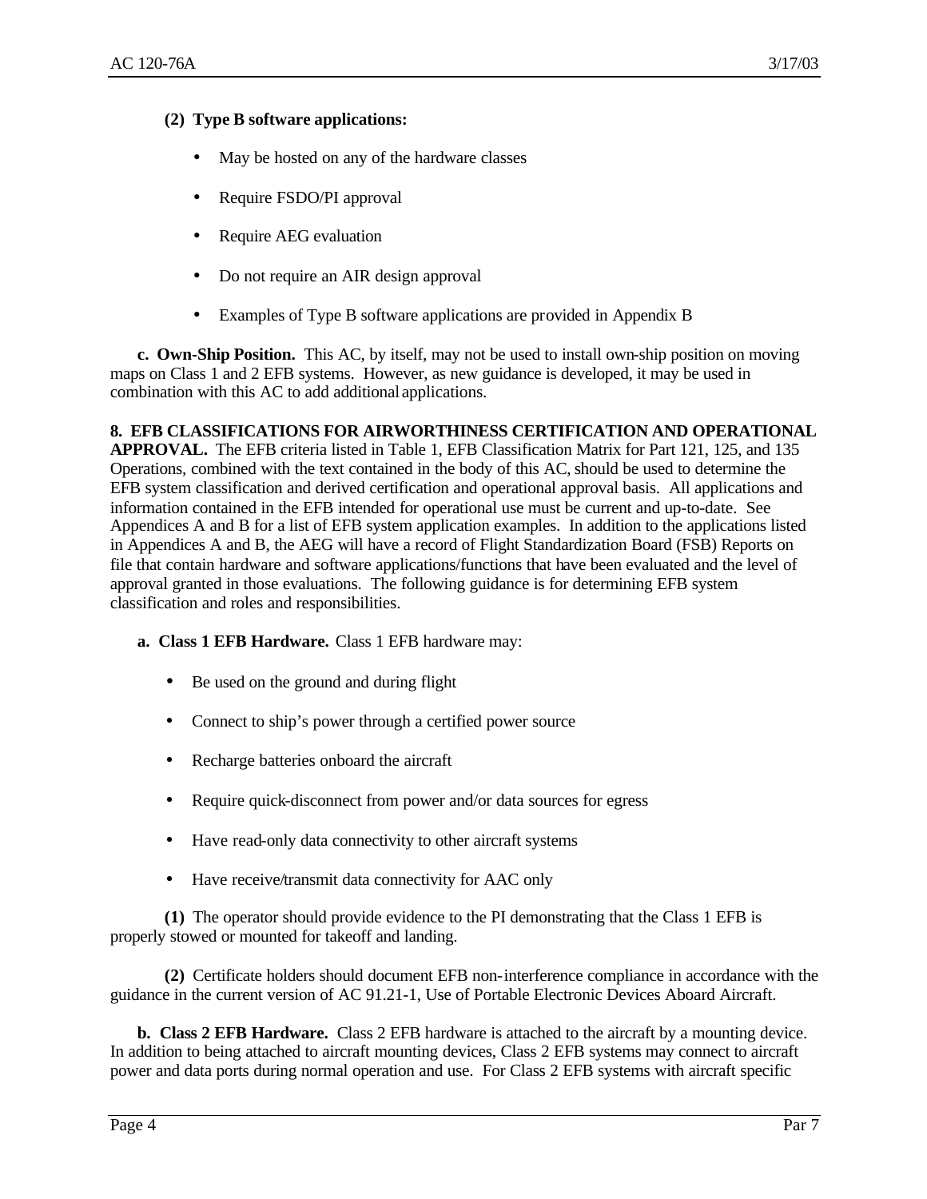**(2) Type B software applications:**

- May be hosted on any of the hardware classes
- Require FSDO/PI approval
- Require AEG evaluation
- Do not require an AIR design approval
- Examples of Type B software applications are provided in Appendix B

**c. Own-Ship Position.** This AC, by itself, may not be used to install own-ship position on moving maps on Class 1 and 2 EFB systems. However, as new guidance is developed, it may be used in combination with this AC to add additional applications.

**8. EFB CLASSIFICATIONS FOR AIRWORTHINESS CERTIFICATION AND OPERATIONAL APPROVAL.** The EFB criteria listed in Table 1, EFB Classification Matrix for Part 121, 125, and 135 Operations, combined with the text contained in the body of this AC, should be used to determine the EFB system classification and derived certification and operational approval basis. All applications and information contained in the EFB intended for operational use must be current and up-to-date. See Appendices A and B for a list of EFB system application examples. In addition to the applications listed in Appendices A and B, the AEG will have a record of Flight Standardization Board (FSB) Reports on file that contain hardware and software applications/functions that have been evaluated and the level of approval granted in those evaluations. The following guidance is for determining EFB system classification and roles and responsibilities.

**a. Class 1 EFB Hardware.** Class 1 EFB hardware may:

- Be used on the ground and during flight
- Connect to ship's power through a certified power source
- Recharge batteries onboard the aircraft
- Require quick-disconnect from power and/or data sources for egress
- Have read-only data connectivity to other aircraft systems
- Have receive/transmit data connectivity for AAC only

**(1)** The operator should provide evidence to the PI demonstrating that the Class 1 EFB is properly stowed or mounted for takeoff and landing.

**(2)** Certificate holders should document EFB non-interference compliance in accordance with the guidance in the current version of AC 91.21-1, Use of Portable Electronic Devices Aboard Aircraft.

**b. Class 2 EFB Hardware.** Class 2 EFB hardware is attached to the aircraft by a mounting device. In addition to being attached to aircraft mounting devices, Class 2 EFB systems may connect to aircraft power and data ports during normal operation and use. For Class 2 EFB systems with aircraft specific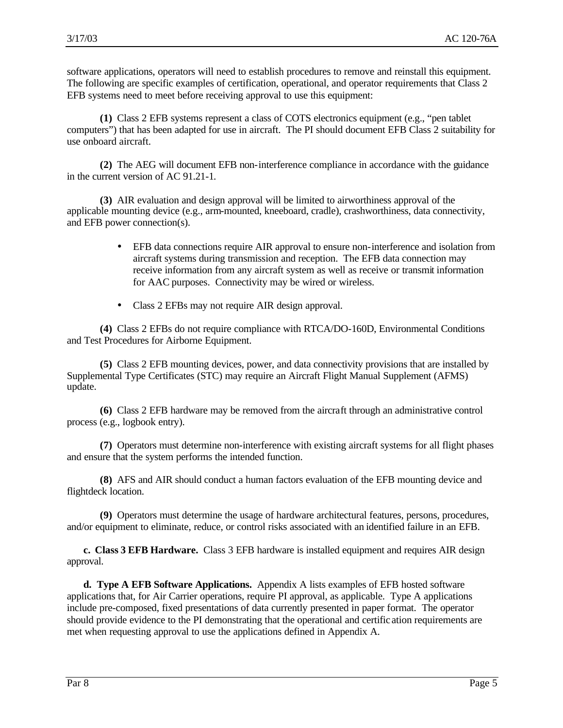software applications, operators will need to establish procedures to remove and reinstall this equipment. The following are specific examples of certification, operational, and operator requirements that Class 2 EFB systems need to meet before receiving approval to use this equipment:

**(1)** Class 2 EFB systems represent a class of COTS electronics equipment (e.g., "pen tablet computers") that has been adapted for use in aircraft. The PI should document EFB Class 2 suitability for use onboard aircraft.

**(2)** The AEG will document EFB non-interference compliance in accordance with the guidance in the current version of AC 91.21-1.

**(3)** AIR evaluation and design approval will be limited to airworthiness approval of the applicable mounting device (e.g., arm-mounted, kneeboard, cradle), crashworthiness, data connectivity, and EFB power connection(s).

- EFB data connections require AIR approval to ensure non-interference and isolation from aircraft systems during transmission and reception. The EFB data connection may receive information from any aircraft system as well as receive or transmit information for AAC purposes. Connectivity may be wired or wireless.

- Class 2 EFBs may not require AIR design approval.

**(4)** Class 2 EFBs do not require compliance with RTCA/DO-160D, Environmental Conditions and Test Procedures for Airborne Equipment.

**(5)** Class 2 EFB mounting devices, power, and data connectivity provisions that are installed by Supplemental Type Certificates (STC) may require an Aircraft Flight Manual Supplement (AFMS) update.

**(6)** Class 2 EFB hardware may be removed from the aircraft through an administrative control process (e.g., logbook entry).

**(7)** Operators must determine non-interference with existing aircraft systems for all flight phases and ensure that the system performs the intended function.

**(8)** AFS and AIR should conduct a human factors evaluation of the EFB mounting device and flightdeck location.

**(9)** Operators must determine the usage of hardware architectural features, persons, procedures, and/or equipment to eliminate, reduce, or control risks associated with an identified failure in an EFB.

**c. Class 3 EFB Hardware.** Class 3 EFB hardware is installed equipment and requires AIR design approval.

**d. Type A EFB Software Applications.** Appendix A lists examples of EFB hosted software applications that, for Air Carrier operations, require PI approval, as applicable. Type A applications include pre-composed, fixed presentations of data currently presented in paper format. The operator should provide evidence to the PI demonstrating that the operational and certification requirements are met when requesting approval to use the applications defined in Appendix A.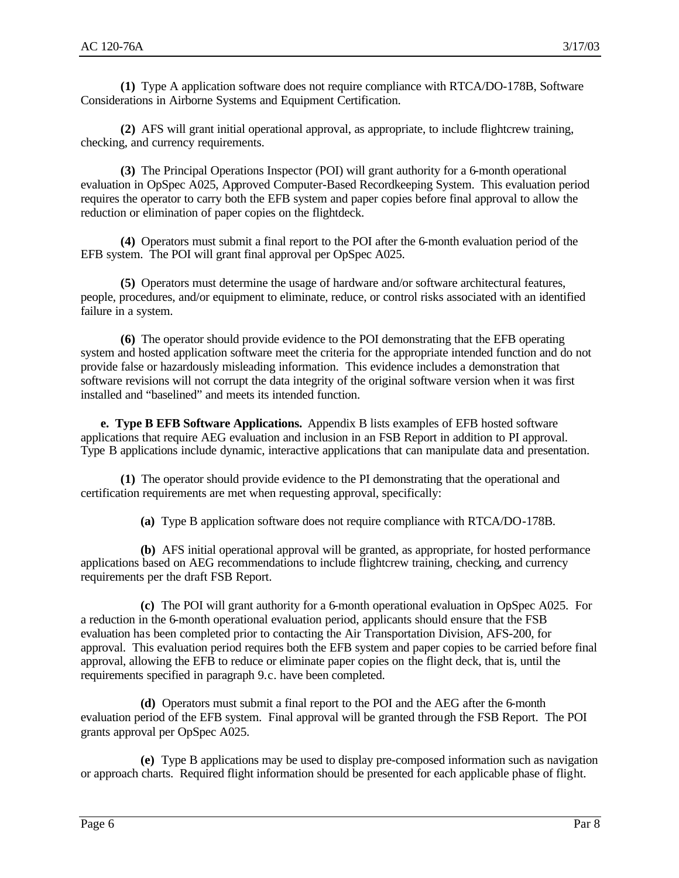**(1)** Type A application software does not require compliance with RTCA/DO-178B, Software Considerations in Airborne Systems and Equipment Certification.

**(2)** AFS will grant initial operational approval, as appropriate, to include flightcrew training, checking, and currency requirements.

**(3)** The Principal Operations Inspector (POI) will grant authority for a 6-month operational evaluation in OpSpec A025, Approved Computer-Based Recordkeeping System. This evaluation period requires the operator to carry both the EFB system and paper copies before final approval to allow the reduction or elimination of paper copies on the flightdeck.

**(4)** Operators must submit a final report to the POI after the 6-month evaluation period of the EFB system. The POI will grant final approval per OpSpec A025.

**(5)** Operators must determine the usage of hardware and/or software architectural features, people, procedures, and/or equipment to eliminate, reduce, or control risks associated with an identified failure in a system.

**(6)** The operator should provide evidence to the POI demonstrating that the EFB operating system and hosted application software meet the criteria for the appropriate intended function and do not provide false or hazardously misleading information. This evidence includes a demonstration that software revisions will not corrupt the data integrity of the original software version when it was first installed and "baselined" and meets its intended function.

**e. Type B EFB Software Applications.** Appendix B lists examples of EFB hosted software applications that require AEG evaluation and inclusion in an FSB Report in addition to PI approval. Type B applications include dynamic, interactive applications that can manipulate data and presentation.

**(1)** The operator should provide evidence to the PI demonstrating that the operational and certification requirements are met when requesting approval, specifically:

**(a)** Type B application software does not require compliance with RTCA/DO-178B.

**(b)** AFS initial operational approval will be granted, as appropriate, for hosted performance applications based on AEG recommendations to include flightcrew training, checking, and currency requirements per the draft FSB Report.

**(c)** The POI will grant authority for a 6-month operational evaluation in OpSpec A025. For a reduction in the 6-month operational evaluation period, applicants should ensure that the FSB evaluation has been completed prior to contacting the Air Transportation Division, AFS-200, for approval. This evaluation period requires both the EFB system and paper copies to be carried before final approval, allowing the EFB to reduce or eliminate paper copies on the flight deck, that is, until the requirements specified in paragraph 9.c. have been completed.

**(d)** Operators must submit a final report to the POI and the AEG after the 6-month evaluation period of the EFB system. Final approval will be granted through the FSB Report. The POI grants approval per OpSpec A025.

**(e)** Type B applications may be used to display pre-composed information such as navigation or approach charts. Required flight information should be presented for each applicable phase of flight.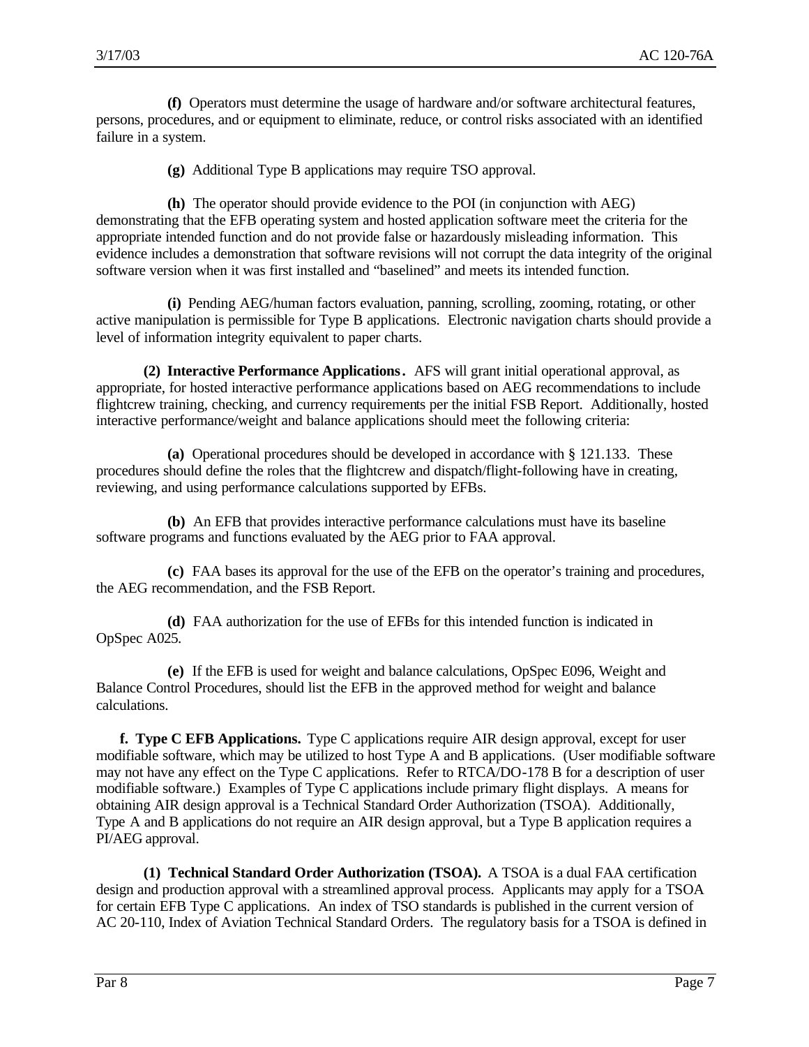**(f)** Operators must determine the usage of hardware and/or software architectural features, persons, procedures, and or equipment to eliminate, reduce, or control risks associated with an identified failure in a system.

**(g)** Additional Type B applications may require TSO approval.

**(h)** The operator should provide evidence to the POI (in conjunction with AEG) demonstrating that the EFB operating system and hosted application software meet the criteria for the appropriate intended function and do not provide false or hazardously misleading information. This evidence includes a demonstration that software revisions will not corrupt the data integrity of the original software version when it was first installed and "baselined" and meets its intended function.

**(i)** Pending AEG/human factors evaluation, panning, scrolling, zooming, rotating, or other active manipulation is permissible for Type B applications. Electronic navigation charts should provide a level of information integrity equivalent to paper charts.

**(2) Interactive Performance Applications.** AFS will grant initial operational approval, as appropriate, for hosted interactive performance applications based on AEG recommendations to include flightcrew training, checking, and currency requirements per the initial FSB Report. Additionally, hosted interactive performance/weight and balance applications should meet the following criteria:

**(a)** Operational procedures should be developed in accordance with § 121.133. These procedures should define the roles that the flightcrew and dispatch/flight-following have in creating, reviewing, and using performance calculations supported by EFBs.

**(b)** An EFB that provides interactive performance calculations must have its baseline software programs and functions evaluated by the AEG prior to FAA approval.

**(c)** FAA bases its approval for the use of the EFB on the operator's training and procedures, the AEG recommendation, and the FSB Report.

**(d)** FAA authorization for the use of EFBs for this intended function is indicated in OpSpec A025.

**(e)** If the EFB is used for weight and balance calculations, OpSpec E096, Weight and Balance Control Procedures, should list the EFB in the approved method for weight and balance calculations.

**f. Type C EFB Applications.** Type C applications require AIR design approval, except for user modifiable software, which may be utilized to host Type A and B applications. (User modifiable software may not have any effect on the Type C applications. Refer to RTCA/DO-178 B for a description of user modifiable software.) Examples of Type C applications include primary flight displays. A means for obtaining AIR design approval is a Technical Standard Order Authorization (TSOA). Additionally, Type A and B applications do not require an AIR design approval, but a Type B application requires a PI/AEG approval.

**(1) Technical Standard Order Authorization (TSOA).** A TSOA is a dual FAA certification design and production approval with a streamlined approval process. Applicants may apply for a TSOA for certain EFB Type C applications. An index of TSO standards is published in the current version of AC 20-110, Index of Aviation Technical Standard Orders. The regulatory basis for a TSOA is defined in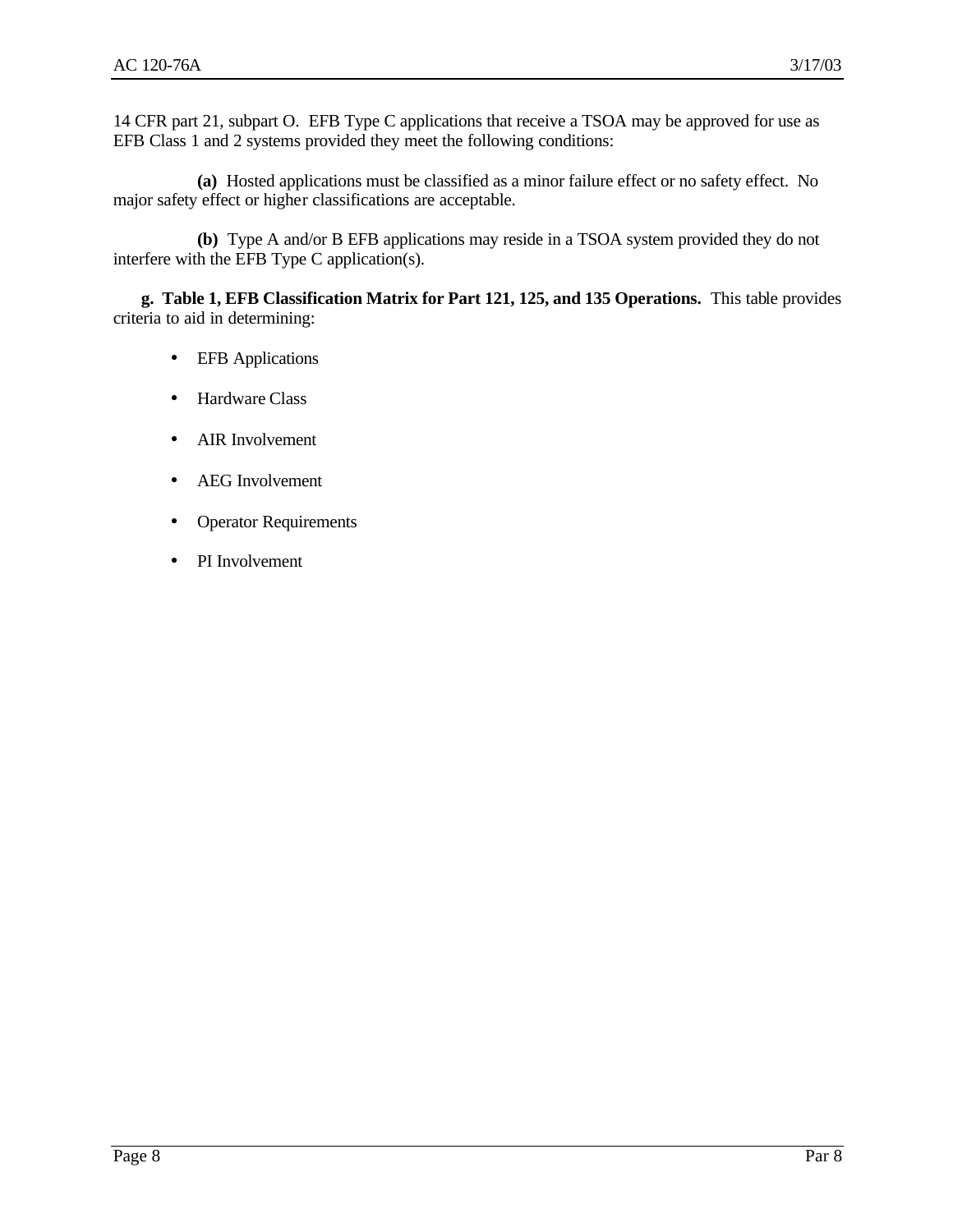14 CFR part 21, subpart O. EFB Type C applications that receive a TSOA may be approved for use as EFB Class 1 and 2 systems provided they meet the following conditions:

**(a)** Hosted applications must be classified as a minor failure effect or no safety effect. No major safety effect or higher classifications are acceptable.

**(b)** Type A and/or B EFB applications may reside in a TSOA system provided they do not interfere with the EFB Type C application(s).

**g. Table 1, EFB Classification Matrix for Part 121, 125, and 135 Operations.** This table provides criteria to aid in determining:

- EFB Applications
- Hardware Class
- AIR Involvement
- AEG Involvement
- Operator Requirements
- PI Involvement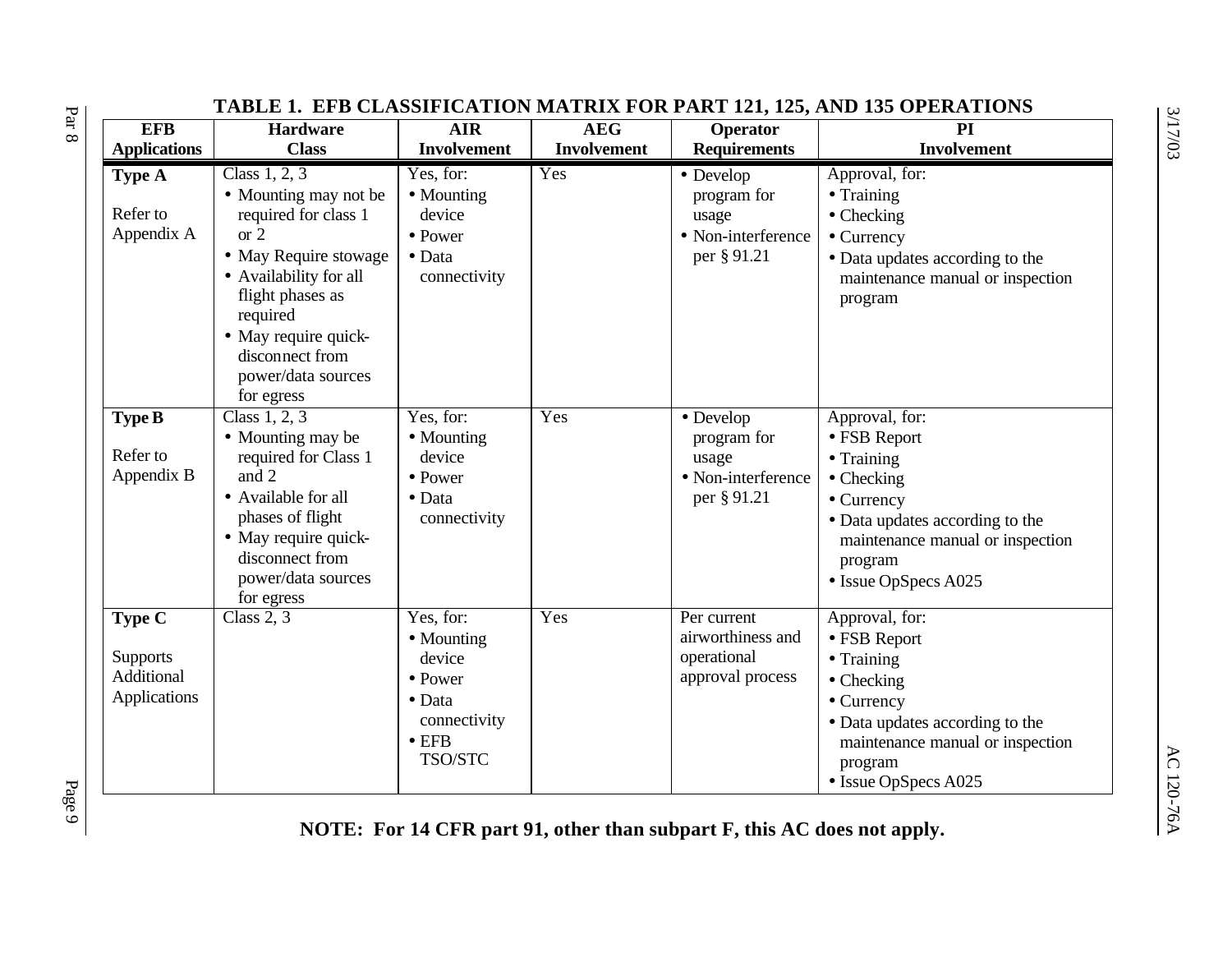**TABLE 1. EFB CLASSIFICATION MATRIX FOR PART 121, 125, AND 135 OPERATIONS**

| EFB Applications | Hardware Class | AIR Involvement | AEG Involvement | Operator Requirements | PI Involvement |
|---|---|---|---|---|---|
| **Type A**<br><br>Refer to Appendix A | Class 1, 2, 3<br>• Mounting may not be required for class 1 or 2<br>• May Require stowage<br>• Availability for all flight phases as required<br>• May require quick-disconnect from power/data sources for egress | Yes, for:<br>• Mounting device<br>• Power<br>• Data connectivity | Yes | • Develop program for usage<br>• Non-interference per § 91.21 | Approval, for:<br>• Training<br>• Checking<br>• Currency<br>• Data updates according to the maintenance manual or inspection program |
| **Type B**<br><br>Refer to Appendix B | Class 1, 2, 3<br>• Mounting may be required for Class 1 and 2<br>• Available for all phases of flight<br>• May require quick-disconnect from power/data sources for egress | Yes, for:<br>• Mounting device<br>• Power<br>• Data connectivity | Yes | • Develop program for usage<br>• Non-interference per § 91.21 | Approval, for:<br>• FSB Report<br>• Training<br>• Checking<br>• Currency<br>• Data updates according to the maintenance manual or inspection program<br>• Issue OpSpecs A025 |
| **Type C**<br><br>Supports Additional Applications | Class 2, 3 | Yes, for:<br>• Mounting device<br>• Power<br>• Data connectivity<br>• EFB TSO/STC | Yes | Per current airworthiness and operational approval process | Approval, for:<br>• FSB Report<br>• Training<br>• Checking<br>• Currency<br>• Data updates according to the maintenance manual or inspection program<br>• Issue OpSpecs A025 |

**NOTE: For 14 CFR part 91, other than subpart F, this AC does not apply.**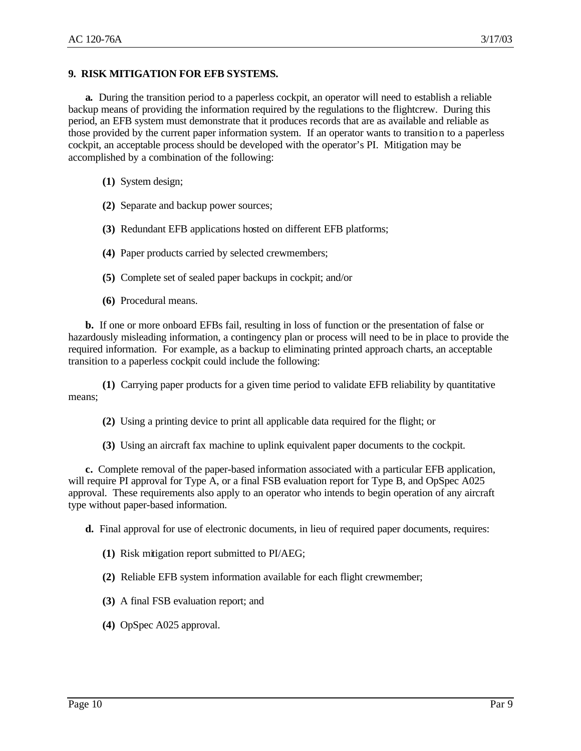## 9. RISK MITIGATION FOR EFB SYSTEMS.

**a.** During the transition period to a paperless cockpit, an operator will need to establish a reliable backup means of providing the information required by the regulations to the flightcrew. During this period, an EFB system must demonstrate that it produces records that are as available and reliable as those provided by the current paper information system. If an operator wants to transition to a paperless cockpit, an acceptable process should be developed with the operator's PI. Mitigation may be accomplished by a combination of the following:

**(1)** System design;

**(2)** Separate and backup power sources;

**(3)** Redundant EFB applications hosted on different EFB platforms;

**(4)** Paper products carried by selected crewmembers;

**(5)** Complete set of sealed paper backups in cockpit; and/or

**(6)** Procedural means.

**b.** If one or more onboard EFBs fail, resulting in loss of function or the presentation of false or hazardously misleading information, a contingency plan or process will need to be in place to provide the required information. For example, as a backup to eliminating printed approach charts, an acceptable transition to a paperless cockpit could include the following:

**(1)** Carrying paper products for a given time period to validate EFB reliability by quantitative means;

**(2)** Using a printing device to print all applicable data required for the flight; or

**(3)** Using an aircraft fax machine to uplink equivalent paper documents to the cockpit.

**c.** Complete removal of the paper-based information associated with a particular EFB application, will require PI approval for Type A, or a final FSB evaluation report for Type B, and OpSpec A025 approval. These requirements also apply to an operator who intends to begin operation of any aircraft type without paper-based information.

**d.** Final approval for use of electronic documents, in lieu of required paper documents, requires:

**(1)** Risk mitigation report submitted to PI/AEG;

**(2)** Reliable EFB system information available for each flight crewmember;

**(3)** A final FSB evaluation report; and

**(4)** OpSpec A025 approval.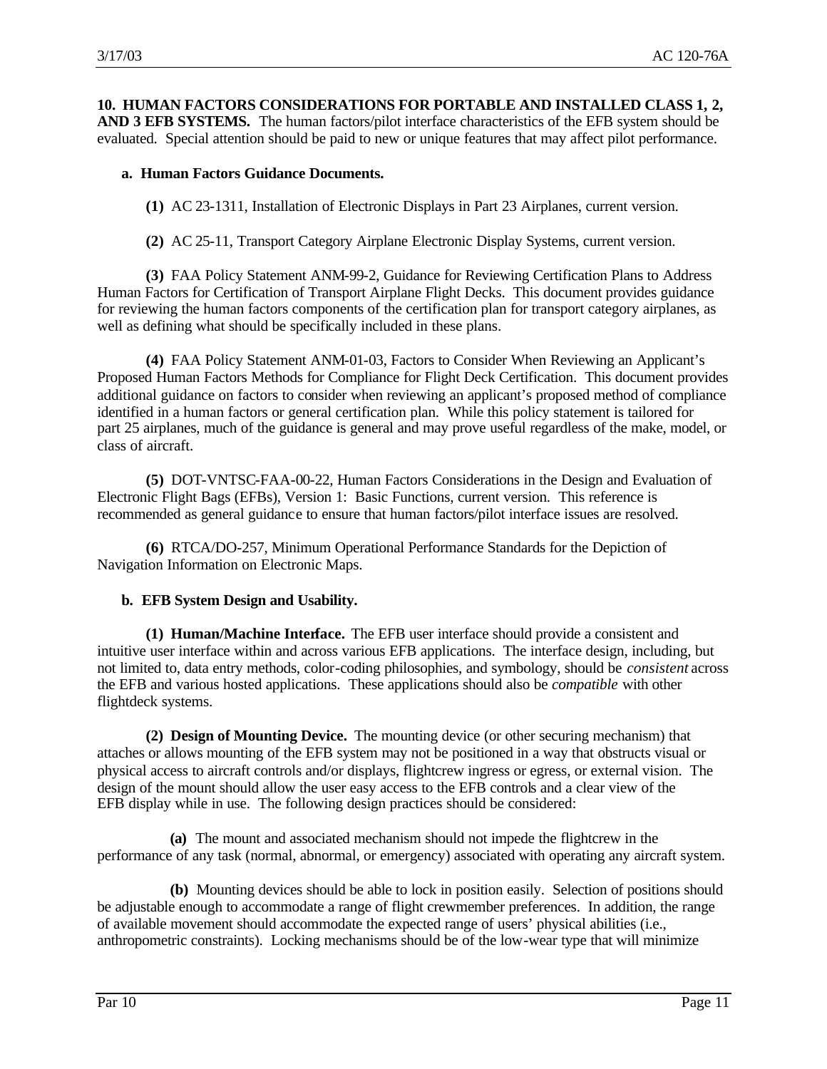**10. HUMAN FACTORS CONSIDERATIONS FOR PORTABLE AND INSTALLED CLASS 1, 2, AND 3 EFB SYSTEMS.** The human factors/pilot interface characteristics of the EFB system should be evaluated. Special attention should be paid to new or unique features that may affect pilot performance.

**a. Human Factors Guidance Documents.**

**(1)** AC 23-1311, Installation of Electronic Displays in Part 23 Airplanes, current version.

**(2)** AC 25-11, Transport Category Airplane Electronic Display Systems, current version.

**(3)** FAA Policy Statement ANM-99-2, Guidance for Reviewing Certification Plans to Address Human Factors for Certification of Transport Airplane Flight Decks. This document provides guidance for reviewing the human factors components of the certification plan for transport category airplanes, as well as defining what should be specifically included in these plans.

**(4)** FAA Policy Statement ANM-01-03, Factors to Consider When Reviewing an Applicant's Proposed Human Factors Methods for Compliance for Flight Deck Certification. This document provides additional guidance on factors to consider when reviewing an applicant's proposed method of compliance identified in a human factors or general certification plan. While this policy statement is tailored for part 25 airplanes, much of the guidance is general and may prove useful regardless of the make, model, or class of aircraft.

**(5)** DOT-VNTSC-FAA-00-22, Human Factors Considerations in the Design and Evaluation of Electronic Flight Bags (EFBs), Version 1: Basic Functions, current version. This reference is recommended as general guidance to ensure that human factors/pilot interface issues are resolved.

**(6)** RTCA/DO-257, Minimum Operational Performance Standards for the Depiction of Navigation Information on Electronic Maps.

**b. EFB System Design and Usability.**

**(1) Human/Machine Interface.** The EFB user interface should provide a consistent and intuitive user interface within and across various EFB applications. The interface design, including, but not limited to, data entry methods, color-coding philosophies, and symbology, should be *consistent* across the EFB and various hosted applications. These applications should also be *compatible* with other flightdeck systems.

**(2) Design of Mounting Device.** The mounting device (or other securing mechanism) that attaches or allows mounting of the EFB system may not be positioned in a way that obstructs visual or physical access to aircraft controls and/or displays, flightcrew ingress or egress, or external vision. The design of the mount should allow the user easy access to the EFB controls and a clear view of the EFB display while in use. The following design practices should be considered:

**(a)** The mount and associated mechanism should not impede the flightcrew in the performance of any task (normal, abnormal, or emergency) associated with operating any aircraft system.

**(b)** Mounting devices should be able to lock in position easily. Selection of positions should be adjustable enough to accommodate a range of flight crewmember preferences. In addition, the range of available movement should accommodate the expected range of users' physical abilities (i.e., anthropometric constraints). Locking mechanisms should be of the low-wear type that will minimize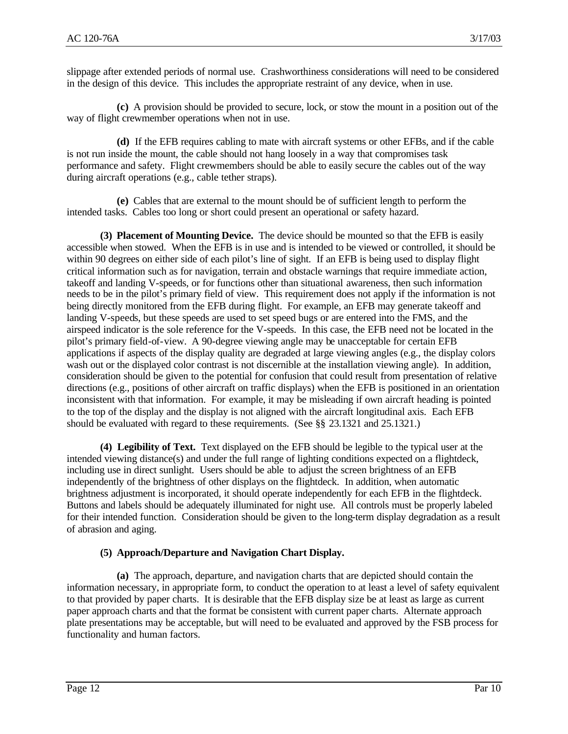slippage after extended periods of normal use. Crashworthiness considerations will need to be considered in the design of this device. This includes the appropriate restraint of any device, when in use.

**(c)** A provision should be provided to secure, lock, or stow the mount in a position out of the way of flight crewmember operations when not in use.

**(d)** If the EFB requires cabling to mate with aircraft systems or other EFBs, and if the cable is not run inside the mount, the cable should not hang loosely in a way that compromises task performance and safety. Flight crewmembers should be able to easily secure the cables out of the way during aircraft operations (e.g., cable tether straps).

**(e)** Cables that are external to the mount should be of sufficient length to perform the intended tasks. Cables too long or short could present an operational or safety hazard.

**(3) Placement of Mounting Device.** The device should be mounted so that the EFB is easily accessible when stowed. When the EFB is in use and is intended to be viewed or controlled, it should be within 90 degrees on either side of each pilot's line of sight. If an EFB is being used to display flight critical information such as for navigation, terrain and obstacle warnings that require immediate action, takeoff and landing V-speeds, or for functions other than situational awareness, then such information needs to be in the pilot's primary field of view. This requirement does not apply if the information is not being directly monitored from the EFB during flight. For example, an EFB may generate takeoff and landing V-speeds, but these speeds are used to set speed bugs or are entered into the FMS, and the airspeed indicator is the sole reference for the V-speeds. In this case, the EFB need not be located in the pilot's primary field-of-view. A 90-degree viewing angle may be unacceptable for certain EFB applications if aspects of the display quality are degraded at large viewing angles (e.g., the display colors wash out or the displayed color contrast is not discernible at the installation viewing angle). In addition, consideration should be given to the potential for confusion that could result from presentation of relative directions (e.g., positions of other aircraft on traffic displays) when the EFB is positioned in an orientation inconsistent with that information. For example, it may be misleading if own aircraft heading is pointed to the top of the display and the display is not aligned with the aircraft longitudinal axis. Each EFB should be evaluated with regard to these requirements. (See §§ 23.1321 and 25.1321.)

**(4) Legibility of Text.** Text displayed on the EFB should be legible to the typical user at the intended viewing distance(s) and under the full range of lighting conditions expected on a flightdeck, including use in direct sunlight. Users should be able to adjust the screen brightness of an EFB independently of the brightness of other displays on the flightdeck. In addition, when automatic brightness adjustment is incorporated, it should operate independently for each EFB in the flightdeck. Buttons and labels should be adequately illuminated for night use. All controls must be properly labeled for their intended function. Consideration should be given to the long-term display degradation as a result of abrasion and aging.

**(5) Approach/Departure and Navigation Chart Display.**

**(a)** The approach, departure, and navigation charts that are depicted should contain the information necessary, in appropriate form, to conduct the operation to at least a level of safety equivalent to that provided by paper charts. It is desirable that the EFB display size be at least as large as current paper approach charts and that the format be consistent with current paper charts. Alternate approach plate presentations may be acceptable, but will need to be evaluated and approved by the FSB process for functionality and human factors.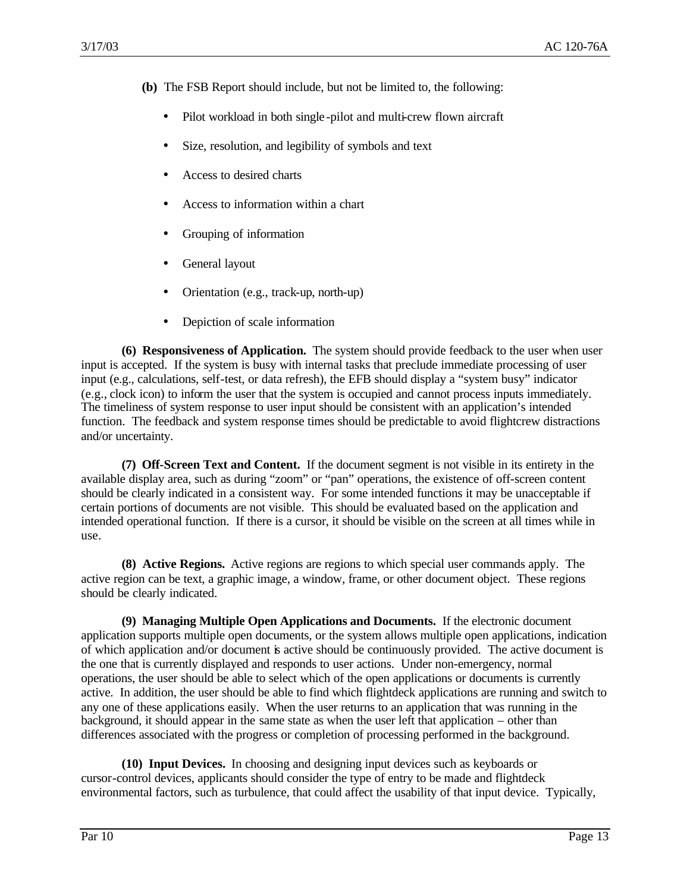**(b)** The FSB Report should include, but not be limited to, the following:

- Pilot workload in both single-pilot and multi-crew flown aircraft
- Size, resolution, and legibility of symbols and text
- Access to desired charts
- Access to information within a chart
- Grouping of information
- General layout
- Orientation (e.g., track-up, north-up)
- Depiction of scale information

**(6) Responsiveness of Application.** The system should provide feedback to the user when user input is accepted. If the system is busy with internal tasks that preclude immediate processing of user input (e.g., calculations, self-test, or data refresh), the EFB should display a "system busy" indicator (e.g., clock icon) to inform the user that the system is occupied and cannot process inputs immediately. The timeliness of system response to user input should be consistent with an application's intended function. The feedback and system response times should be predictable to avoid flightcrew distractions and/or uncertainty.

**(7) Off-Screen Text and Content.** If the document segment is not visible in its entirety in the available display area, such as during "zoom" or "pan" operations, the existence of off-screen content should be clearly indicated in a consistent way. For some intended functions it may be unacceptable if certain portions of documents are not visible. This should be evaluated based on the application and intended operational function. If there is a cursor, it should be visible on the screen at all times while in use.

**(8) Active Regions.** Active regions are regions to which special user commands apply. The active region can be text, a graphic image, a window, frame, or other document object. These regions should be clearly indicated.

**(9) Managing Multiple Open Applications and Documents.** If the electronic document application supports multiple open documents, or the system allows multiple open applications, indication of which application and/or document is active should be continuously provided. The active document is the one that is currently displayed and responds to user actions. Under non-emergency, normal operations, the user should be able to select which of the open applications or documents is currently active. In addition, the user should be able to find which flightdeck applications are running and switch to any one of these applications easily. When the user returns to an application that was running in the background, it should appear in the same state as when the user left that application – other than differences associated with the progress or completion of processing performed in the background.

**(10) Input Devices.** In choosing and designing input devices such as keyboards or cursor-control devices, applicants should consider the type of entry to be made and flightdeck environmental factors, such as turbulence, that could affect the usability of that input device. Typically,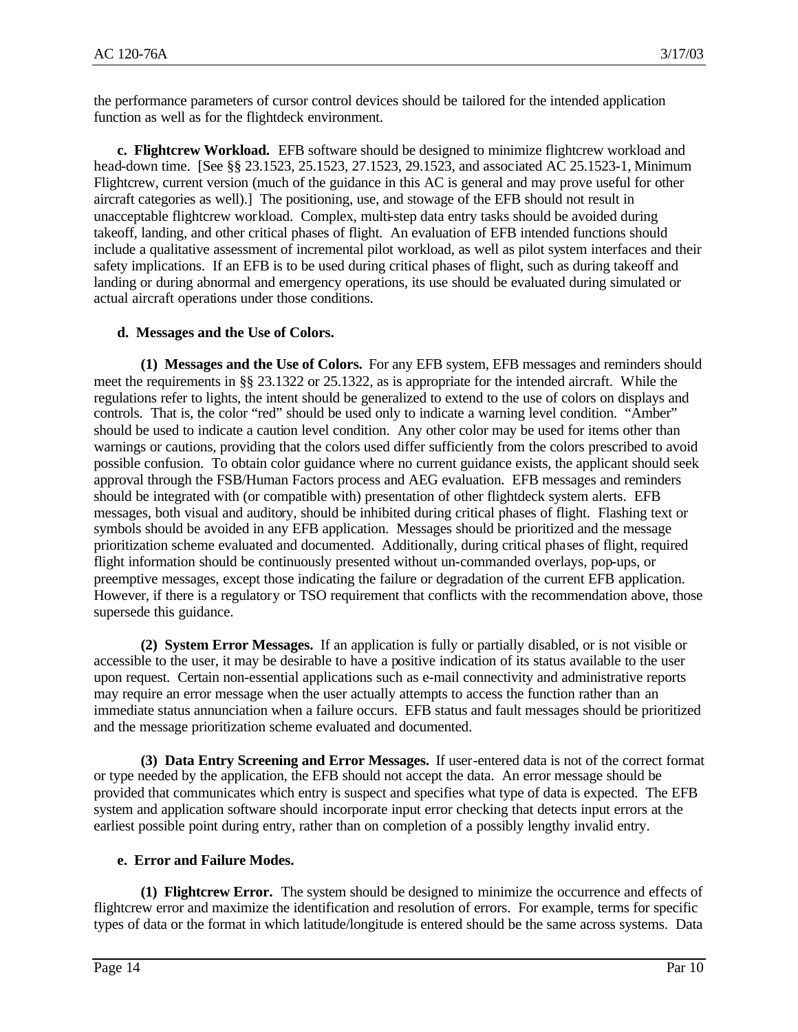the performance parameters of cursor control devices should be tailored for the intended application function as well as for the flightdeck environment.

**c. Flightcrew Workload.** EFB software should be designed to minimize flightcrew workload and head-down time. [See §§ 23.1523, 25.1523, 27.1523, 29.1523, and associated AC 25.1523-1, Minimum Flightcrew, current version (much of the guidance in this AC is general and may prove useful for other aircraft categories as well).] The positioning, use, and stowage of the EFB should not result in unacceptable flightcrew workload. Complex, multi-step data entry tasks should be avoided during takeoff, landing, and other critical phases of flight. An evaluation of EFB intended functions should include a qualitative assessment of incremental pilot workload, as well as pilot system interfaces and their safety implications. If an EFB is to be used during critical phases of flight, such as during takeoff and landing or during abnormal and emergency operations, its use should be evaluated during simulated or actual aircraft operations under those conditions.

**d. Messages and the Use of Colors.**

**(1) Messages and the Use of Colors.** For any EFB system, EFB messages and reminders should meet the requirements in §§ 23.1322 or 25.1322, as is appropriate for the intended aircraft. While the regulations refer to lights, the intent should be generalized to extend to the use of colors on displays and controls. That is, the color "red" should be used only to indicate a warning level condition. "Amber" should be used to indicate a caution level condition. Any other color may be used for items other than warnings or cautions, providing that the colors used differ sufficiently from the colors prescribed to avoid possible confusion. To obtain color guidance where no current guidance exists, the applicant should seek approval through the FSB/Human Factors process and AEG evaluation. EFB messages and reminders should be integrated with (or compatible with) presentation of other flightdeck system alerts. EFB messages, both visual and auditory, should be inhibited during critical phases of flight. Flashing text or symbols should be avoided in any EFB application. Messages should be prioritized and the message prioritization scheme evaluated and documented. Additionally, during critical phases of flight, required flight information should be continuously presented without un-commanded overlays, pop-ups, or preemptive messages, except those indicating the failure or degradation of the current EFB application. However, if there is a regulatory or TSO requirement that conflicts with the recommendation above, those supersede this guidance.

**(2) System Error Messages.** If an application is fully or partially disabled, or is not visible or accessible to the user, it may be desirable to have a positive indication of its status available to the user upon request. Certain non-essential applications such as e-mail connectivity and administrative reports may require an error message when the user actually attempts to access the function rather than an immediate status annunciation when a failure occurs. EFB status and fault messages should be prioritized and the message prioritization scheme evaluated and documented.

**(3) Data Entry Screening and Error Messages.** If user-entered data is not of the correct format or type needed by the application, the EFB should not accept the data. An error message should be provided that communicates which entry is suspect and specifies what type of data is expected. The EFB system and application software should incorporate input error checking that detects input errors at the earliest possible point during entry, rather than on completion of a possibly lengthy invalid entry.

**e. Error and Failure Modes.**

**(1) Flightcrew Error.** The system should be designed to minimize the occurrence and effects of flightcrew error and maximize the identification and resolution of errors. For example, terms for specific types of data or the format in which latitude/longitude is entered should be the same across systems. Data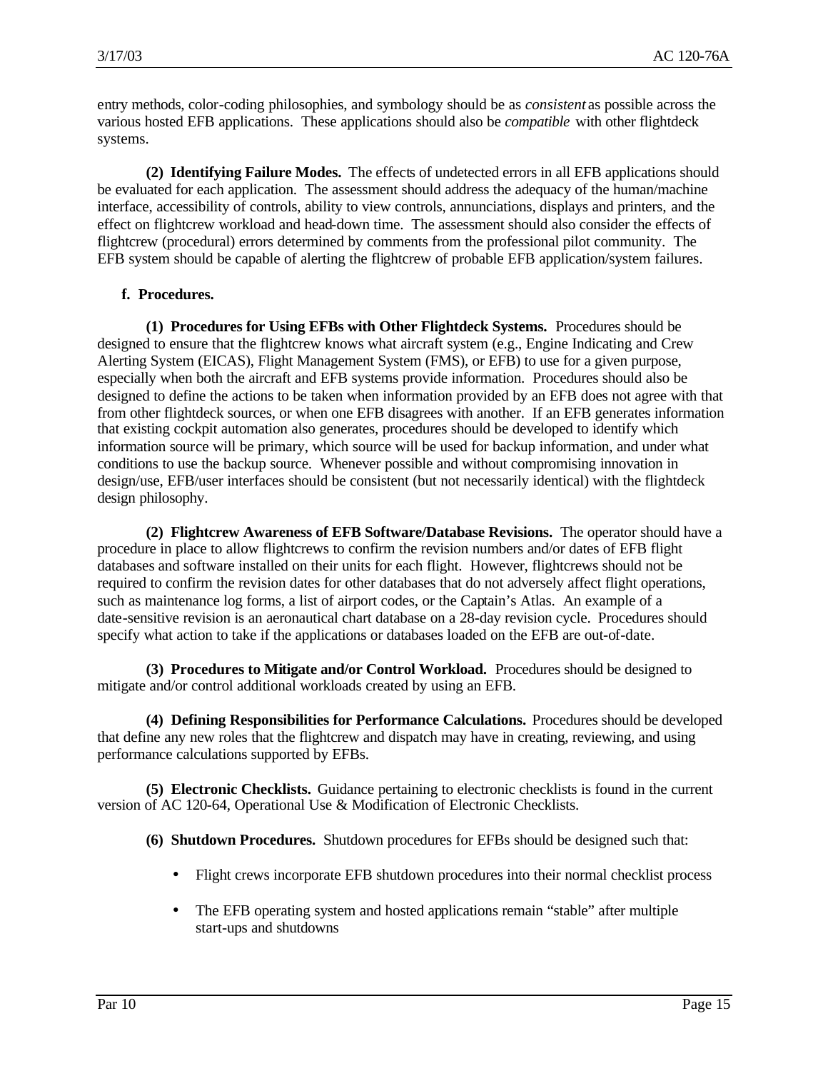entry methods, color-coding philosophies, and symbology should be as *consistent* as possible across the various hosted EFB applications. These applications should also be *compatible* with other flightdeck systems.

**(2) Identifying Failure Modes.** The effects of undetected errors in all EFB applications should be evaluated for each application. The assessment should address the adequacy of the human/machine interface, accessibility of controls, ability to view controls, annunciations, displays and printers, and the effect on flightcrew workload and head-down time. The assessment should also consider the effects of flightcrew (procedural) errors determined by comments from the professional pilot community. The EFB system should be capable of alerting the flightcrew of probable EFB application/system failures.

**f. Procedures.**

**(1) Procedures for Using EFBs with Other Flightdeck Systems.** Procedures should be designed to ensure that the flightcrew knows what aircraft system (e.g., Engine Indicating and Crew Alerting System (EICAS), Flight Management System (FMS), or EFB) to use for a given purpose, especially when both the aircraft and EFB systems provide information. Procedures should also be designed to define the actions to be taken when information provided by an EFB does not agree with that from other flightdeck sources, or when one EFB disagrees with another. If an EFB generates information that existing cockpit automation also generates, procedures should be developed to identify which information source will be primary, which source will be used for backup information, and under what conditions to use the backup source. Whenever possible and without compromising innovation in design/use, EFB/user interfaces should be consistent (but not necessarily identical) with the flightdeck design philosophy.

**(2) Flightcrew Awareness of EFB Software/Database Revisions.** The operator should have a procedure in place to allow flightcrews to confirm the revision numbers and/or dates of EFB flight databases and software installed on their units for each flight. However, flightcrews should not be required to confirm the revision dates for other databases that do not adversely affect flight operations, such as maintenance log forms, a list of airport codes, or the Captain's Atlas. An example of a date-sensitive revision is an aeronautical chart database on a 28-day revision cycle. Procedures should specify what action to take if the applications or databases loaded on the EFB are out-of-date.

**(3) Procedures to Mitigate and/or Control Workload.** Procedures should be designed to mitigate and/or control additional workloads created by using an EFB.

**(4) Defining Responsibilities for Performance Calculations.** Procedures should be developed that define any new roles that the flightcrew and dispatch may have in creating, reviewing, and using performance calculations supported by EFBs.

**(5) Electronic Checklists.** Guidance pertaining to electronic checklists is found in the current version of AC 120-64, Operational Use & Modification of Electronic Checklists.

**(6) Shutdown Procedures.** Shutdown procedures for EFBs should be designed such that:

- Flight crews incorporate EFB shutdown procedures into their normal checklist process
- The EFB operating system and hosted applications remain "stable" after multiple start-ups and shutdowns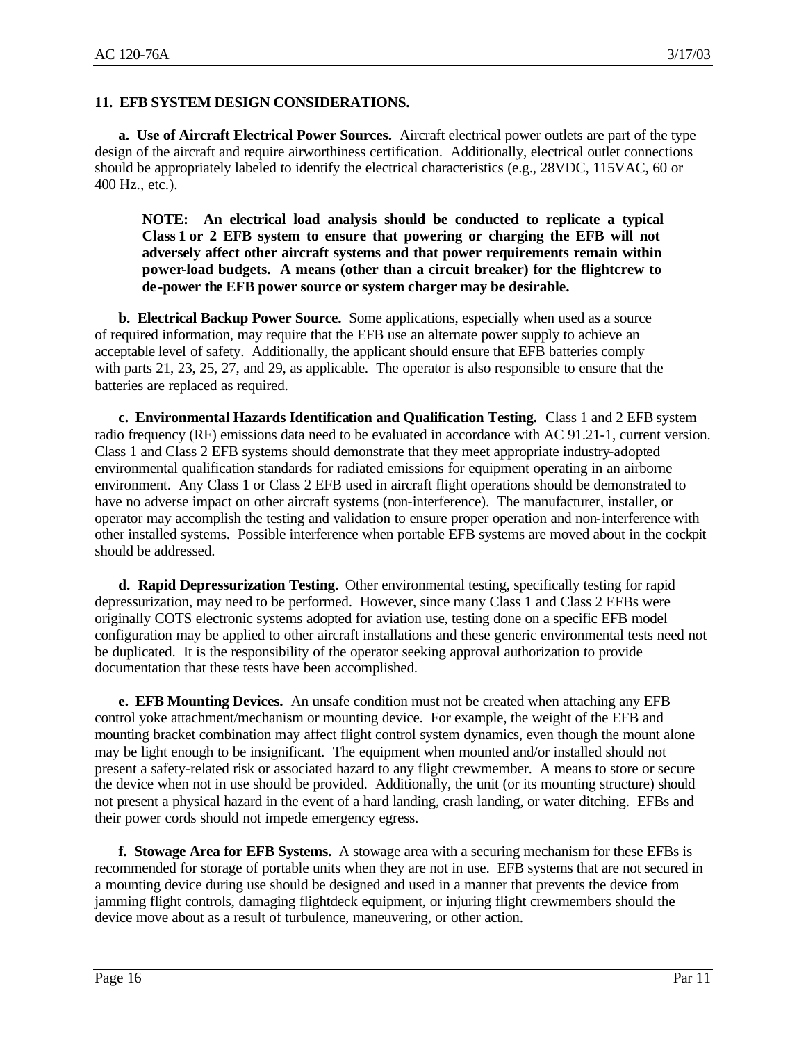**11. EFB SYSTEM DESIGN CONSIDERATIONS.**

**a. Use of Aircraft Electrical Power Sources.** Aircraft electrical power outlets are part of the type design of the aircraft and require airworthiness certification. Additionally, electrical outlet connections should be appropriately labeled to identify the electrical characteristics (e.g., 28VDC, 115VAC, 60 or 400 Hz., etc.).

> **NOTE: An electrical load analysis should be conducted to replicate a typical Class 1 or 2 EFB system to ensure that powering or charging the EFB will not adversely affect other aircraft systems and that power requirements remain within power-load budgets. A means (other than a circuit breaker) for the flightcrew to de-power the EFB power source or system charger may be desirable.**

**b. Electrical Backup Power Source.** Some applications, especially when used as a source of required information, may require that the EFB use an alternate power supply to achieve an acceptable level of safety. Additionally, the applicant should ensure that EFB batteries comply with parts 21, 23, 25, 27, and 29, as applicable. The operator is also responsible to ensure that the batteries are replaced as required.

**c. Environmental Hazards Identification and Qualification Testing.** Class 1 and 2 EFB system radio frequency (RF) emissions data need to be evaluated in accordance with AC 91.21-1, current version. Class 1 and Class 2 EFB systems should demonstrate that they meet appropriate industry-adopted environmental qualification standards for radiated emissions for equipment operating in an airborne environment. Any Class 1 or Class 2 EFB used in aircraft flight operations should be demonstrated to have no adverse impact on other aircraft systems (non-interference). The manufacturer, installer, or operator may accomplish the testing and validation to ensure proper operation and non-interference with other installed systems. Possible interference when portable EFB systems are moved about in the cockpit should be addressed.

**d. Rapid Depressurization Testing.** Other environmental testing, specifically testing for rapid depressurization, may need to be performed. However, since many Class 1 and Class 2 EFBs were originally COTS electronic systems adopted for aviation use, testing done on a specific EFB model configuration may be applied to other aircraft installations and these generic environmental tests need not be duplicated. It is the responsibility of the operator seeking approval authorization to provide documentation that these tests have been accomplished.

**e. EFB Mounting Devices.** An unsafe condition must not be created when attaching any EFB control yoke attachment/mechanism or mounting device. For example, the weight of the EFB and mounting bracket combination may affect flight control system dynamics, even though the mount alone may be light enough to be insignificant. The equipment when mounted and/or installed should not present a safety-related risk or associated hazard to any flight crewmember. A means to store or secure the device when not in use should be provided. Additionally, the unit (or its mounting structure) should not present a physical hazard in the event of a hard landing, crash landing, or water ditching. EFBs and their power cords should not impede emergency egress.

**f. Stowage Area for EFB Systems.** A stowage area with a securing mechanism for these EFBs is recommended for storage of portable units when they are not in use. EFB systems that are not secured in a mounting device during use should be designed and used in a manner that prevents the device from jamming flight controls, damaging flightdeck equipment, or injuring flight crewmembers should the device move about as a result of turbulence, maneuvering, or other action.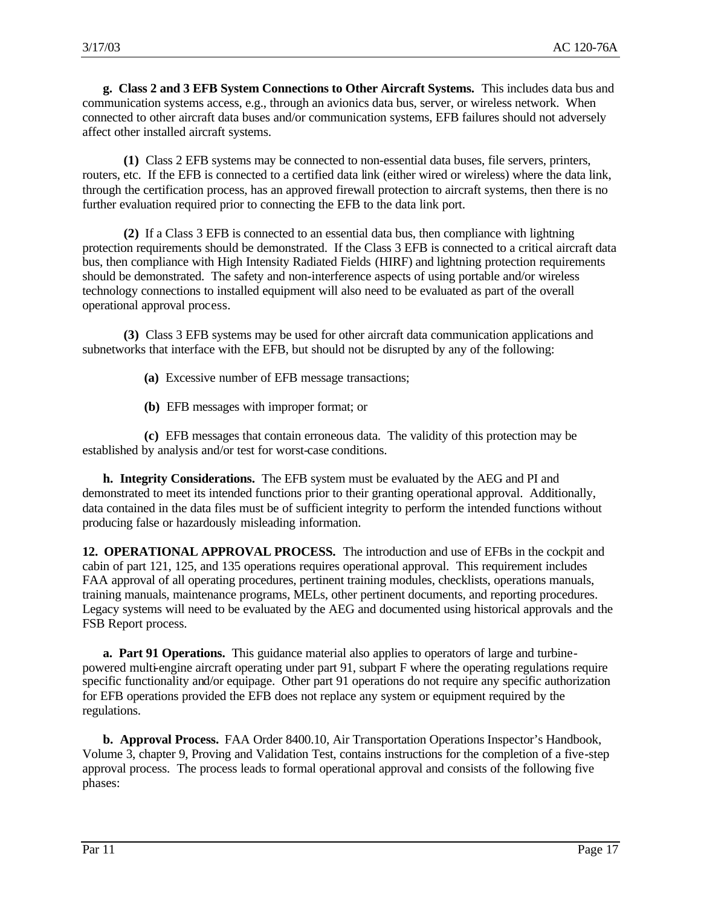**g. Class 2 and 3 EFB System Connections to Other Aircraft Systems.** This includes data bus and communication systems access, e.g., through an avionics data bus, server, or wireless network. When connected to other aircraft data buses and/or communication systems, EFB failures should not adversely affect other installed aircraft systems.

**(1)** Class 2 EFB systems may be connected to non-essential data buses, file servers, printers, routers, etc. If the EFB is connected to a certified data link (either wired or wireless) where the data link, through the certification process, has an approved firewall protection to aircraft systems, then there is no further evaluation required prior to connecting the EFB to the data link port.

**(2)** If a Class 3 EFB is connected to an essential data bus, then compliance with lightning protection requirements should be demonstrated. If the Class 3 EFB is connected to a critical aircraft data bus, then compliance with High Intensity Radiated Fields (HIRF) and lightning protection requirements should be demonstrated. The safety and non-interference aspects of using portable and/or wireless technology connections to installed equipment will also need to be evaluated as part of the overall operational approval process.

**(3)** Class 3 EFB systems may be used for other aircraft data communication applications and subnetworks that interface with the EFB, but should not be disrupted by any of the following:

**(a)** Excessive number of EFB message transactions;

**(b)** EFB messages with improper format; or

**(c)** EFB messages that contain erroneous data. The validity of this protection may be established by analysis and/or test for worst-case conditions.

**h. Integrity Considerations.** The EFB system must be evaluated by the AEG and PI and demonstrated to meet its intended functions prior to their granting operational approval. Additionally, data contained in the data files must be of sufficient integrity to perform the intended functions without producing false or hazardously misleading information.

**12. OPERATIONAL APPROVAL PROCESS.** The introduction and use of EFBs in the cockpit and cabin of part 121, 125, and 135 operations requires operational approval. This requirement includes FAA approval of all operating procedures, pertinent training modules, checklists, operations manuals, training manuals, maintenance programs, MELs, other pertinent documents, and reporting procedures. Legacy systems will need to be evaluated by the AEG and documented using historical approvals and the FSB Report process.

**a. Part 91 Operations.** This guidance material also applies to operators of large and turbine-powered multi-engine aircraft operating under part 91, subpart F where the operating regulations require specific functionality and/or equipage. Other part 91 operations do not require any specific authorization for EFB operations provided the EFB does not replace any system or equipment required by the regulations.

**b. Approval Process.** FAA Order 8400.10, Air Transportation Operations Inspector's Handbook, Volume 3, chapter 9, Proving and Validation Test, contains instructions for the completion of a five-step approval process. The process leads to formal operational approval and consists of the following five phases: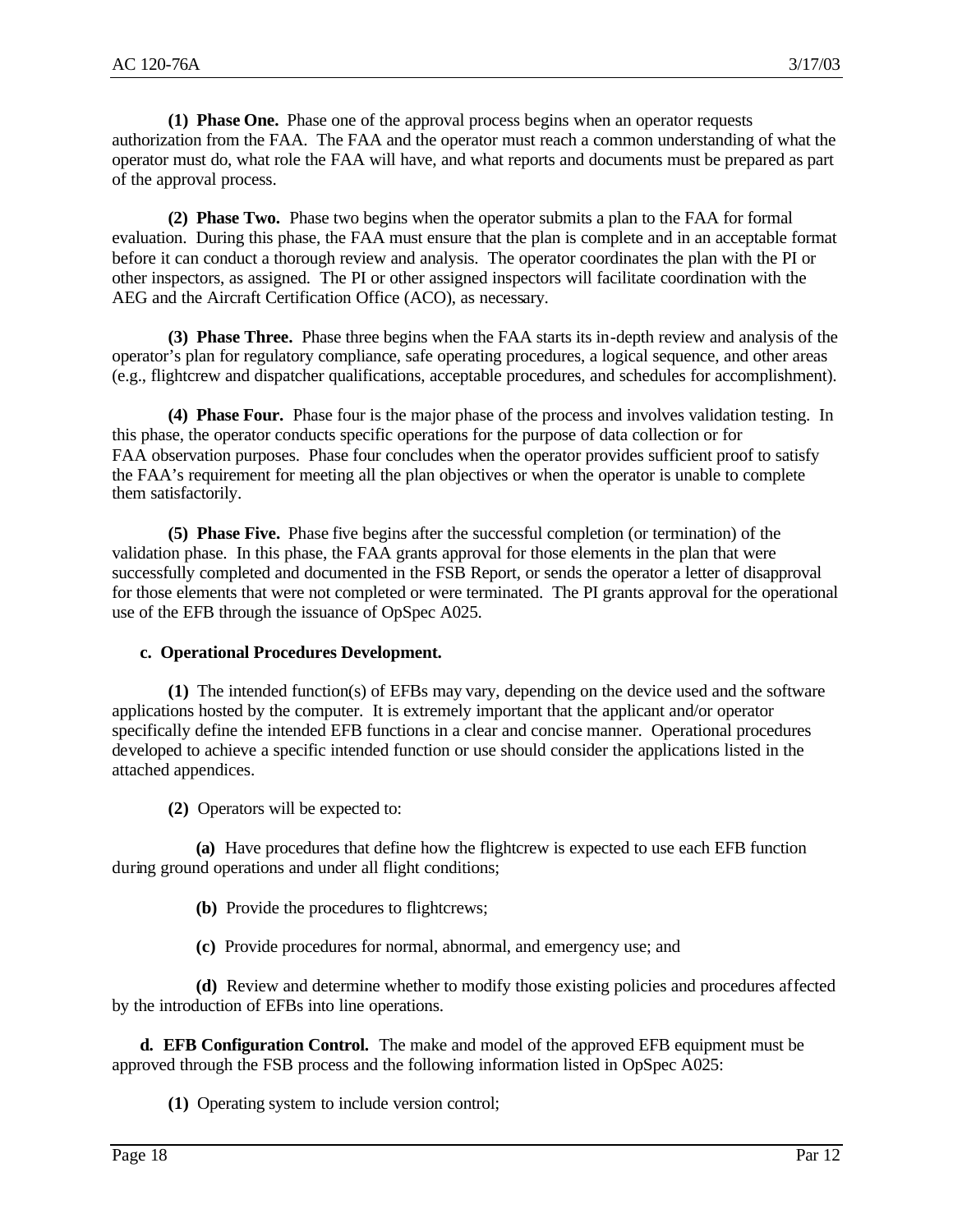**(1) Phase One.** Phase one of the approval process begins when an operator requests authorization from the FAA. The FAA and the operator must reach a common understanding of what the operator must do, what role the FAA will have, and what reports and documents must be prepared as part of the approval process.

**(2) Phase Two.** Phase two begins when the operator submits a plan to the FAA for formal evaluation. During this phase, the FAA must ensure that the plan is complete and in an acceptable format before it can conduct a thorough review and analysis. The operator coordinates the plan with the PI or other inspectors, as assigned. The PI or other assigned inspectors will facilitate coordination with the AEG and the Aircraft Certification Office (ACO), as necessary.

**(3) Phase Three.** Phase three begins when the FAA starts its in-depth review and analysis of the operator's plan for regulatory compliance, safe operating procedures, a logical sequence, and other areas (e.g., flightcrew and dispatcher qualifications, acceptable procedures, and schedules for accomplishment).

**(4) Phase Four.** Phase four is the major phase of the process and involves validation testing. In this phase, the operator conducts specific operations for the purpose of data collection or for FAA observation purposes. Phase four concludes when the operator provides sufficient proof to satisfy the FAA's requirement for meeting all the plan objectives or when the operator is unable to complete them satisfactorily.

**(5) Phase Five.** Phase five begins after the successful completion (or termination) of the validation phase. In this phase, the FAA grants approval for those elements in the plan that were successfully completed and documented in the FSB Report, or sends the operator a letter of disapproval for those elements that were not completed or were terminated. The PI grants approval for the operational use of the EFB through the issuance of OpSpec A025.

**c. Operational Procedures Development.**

**(1)** The intended function(s) of EFBs may vary, depending on the device used and the software applications hosted by the computer. It is extremely important that the applicant and/or operator specifically define the intended EFB functions in a clear and concise manner. Operational procedures developed to achieve a specific intended function or use should consider the applications listed in the attached appendices.

**(2)** Operators will be expected to:

**(a)** Have procedures that define how the flightcrew is expected to use each EFB function during ground operations and under all flight conditions;

**(b)** Provide the procedures to flightcrews;

**(c)** Provide procedures for normal, abnormal, and emergency use; and

**(d)** Review and determine whether to modify those existing policies and procedures affected by the introduction of EFBs into line operations.

**d. EFB Configuration Control.** The make and model of the approved EFB equipment must be approved through the FSB process and the following information listed in OpSpec A025:

**(1)** Operating system to include version control;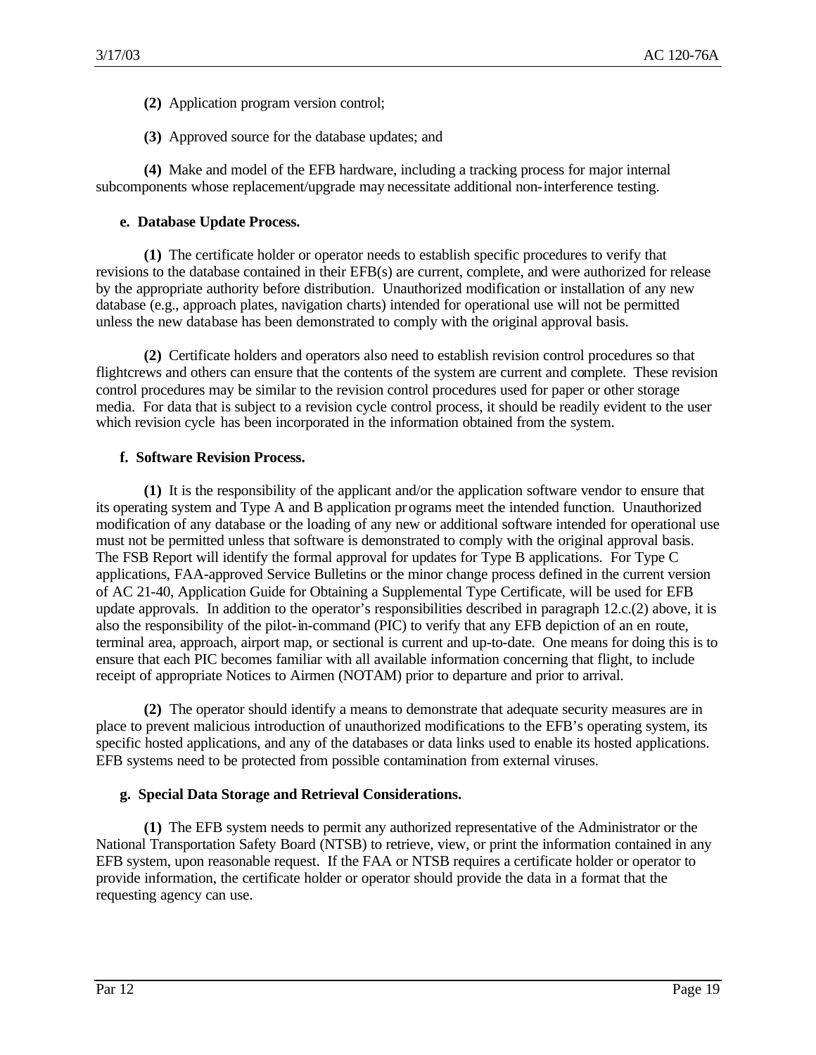**(2)** Application program version control;

**(3)** Approved source for the database updates; and

**(4)** Make and model of the EFB hardware, including a tracking process for major internal subcomponents whose replacement/upgrade may necessitate additional non-interference testing.

**e. Database Update Process.**

**(1)** The certificate holder or operator needs to establish specific procedures to verify that revisions to the database contained in their EFB(s) are current, complete, and were authorized for release by the appropriate authority before distribution. Unauthorized modification or installation of any new database (e.g., approach plates, navigation charts) intended for operational use will not be permitted unless the new database has been demonstrated to comply with the original approval basis.

**(2)** Certificate holders and operators also need to establish revision control procedures so that flightcrews and others can ensure that the contents of the system are current and complete. These revision control procedures may be similar to the revision control procedures used for paper or other storage media. For data that is subject to a revision cycle control process, it should be readily evident to the user which revision cycle has been incorporated in the information obtained from the system.

**f. Software Revision Process.**

**(1)** It is the responsibility of the applicant and/or the application software vendor to ensure that its operating system and Type A and B application programs meet the intended function. Unauthorized modification of any database or the loading of any new or additional software intended for operational use must not be permitted unless that software is demonstrated to comply with the original approval basis. The FSB Report will identify the formal approval for updates for Type B applications. For Type C applications, FAA-approved Service Bulletins or the minor change process defined in the current version of AC 21-40, Application Guide for Obtaining a Supplemental Type Certificate, will be used for EFB update approvals. In addition to the operator's responsibilities described in paragraph 12.c.(2) above, it is also the responsibility of the pilot-in-command (PIC) to verify that any EFB depiction of an en route, terminal area, approach, airport map, or sectional is current and up-to-date. One means for doing this is to ensure that each PIC becomes familiar with all available information concerning that flight, to include receipt of appropriate Notices to Airmen (NOTAM) prior to departure and prior to arrival.

**(2)** The operator should identify a means to demonstrate that adequate security measures are in place to prevent malicious introduction of unauthorized modifications to the EFB's operating system, its specific hosted applications, and any of the databases or data links used to enable its hosted applications. EFB systems need to be protected from possible contamination from external viruses.

**g. Special Data Storage and Retrieval Considerations.**

**(1)** The EFB system needs to permit any authorized representative of the Administrator or the National Transportation Safety Board (NTSB) to retrieve, view, or print the information contained in any EFB system, upon reasonable request. If the FAA or NTSB requires a certificate holder or operator to provide information, the certificate holder or operator should provide the data in a format that the requesting agency can use.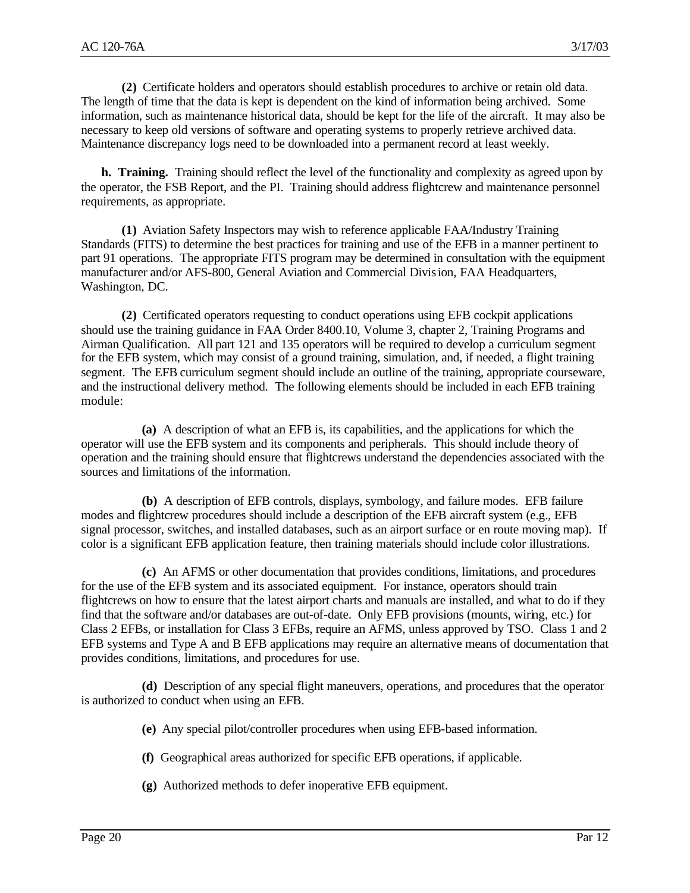**(2)** Certificate holders and operators should establish procedures to archive or retain old data. The length of time that the data is kept is dependent on the kind of information being archived. Some information, such as maintenance historical data, should be kept for the life of the aircraft. It may also be necessary to keep old versions of software and operating systems to properly retrieve archived data. Maintenance discrepancy logs need to be downloaded into a permanent record at least weekly.

**h. Training.** Training should reflect the level of the functionality and complexity as agreed upon by the operator, the FSB Report, and the PI. Training should address flightcrew and maintenance personnel requirements, as appropriate.

**(1)** Aviation Safety Inspectors may wish to reference applicable FAA/Industry Training Standards (FITS) to determine the best practices for training and use of the EFB in a manner pertinent to part 91 operations. The appropriate FITS program may be determined in consultation with the equipment manufacturer and/or AFS-800, General Aviation and Commercial Division, FAA Headquarters, Washington, DC.

**(2)** Certificated operators requesting to conduct operations using EFB cockpit applications should use the training guidance in FAA Order 8400.10, Volume 3, chapter 2, Training Programs and Airman Qualification. All part 121 and 135 operators will be required to develop a curriculum segment for the EFB system, which may consist of a ground training, simulation, and, if needed, a flight training segment. The EFB curriculum segment should include an outline of the training, appropriate courseware, and the instructional delivery method. The following elements should be included in each EFB training module:

**(a)** A description of what an EFB is, its capabilities, and the applications for which the operator will use the EFB system and its components and peripherals. This should include theory of operation and the training should ensure that flightcrews understand the dependencies associated with the sources and limitations of the information.

**(b)** A description of EFB controls, displays, symbology, and failure modes. EFB failure modes and flightcrew procedures should include a description of the EFB aircraft system (e.g., EFB signal processor, switches, and installed databases, such as an airport surface or en route moving map). If color is a significant EFB application feature, then training materials should include color illustrations.

**(c)** An AFMS or other documentation that provides conditions, limitations, and procedures for the use of the EFB system and its associated equipment. For instance, operators should train flightcrews on how to ensure that the latest airport charts and manuals are installed, and what to do if they find that the software and/or databases are out-of-date. Only EFB provisions (mounts, wiring, etc.) for Class 2 EFBs, or installation for Class 3 EFBs, require an AFMS, unless approved by TSO. Class 1 and 2 EFB systems and Type A and B EFB applications may require an alternative means of documentation that provides conditions, limitations, and procedures for use.

**(d)** Description of any special flight maneuvers, operations, and procedures that the operator is authorized to conduct when using an EFB.

**(e)** Any special pilot/controller procedures when using EFB-based information.

**(f)** Geographical areas authorized for specific EFB operations, if applicable.

**(g)** Authorized methods to defer inoperative EFB equipment.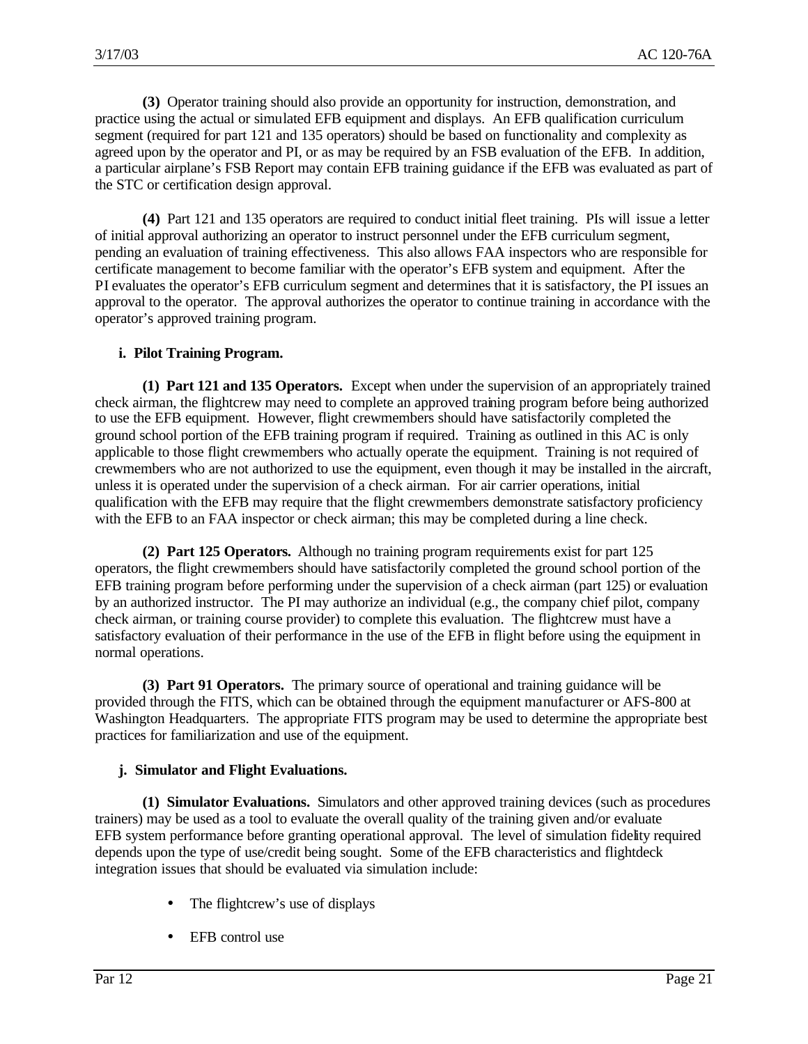**(3)** Operator training should also provide an opportunity for instruction, demonstration, and practice using the actual or simulated EFB equipment and displays. An EFB qualification curriculum segment (required for part 121 and 135 operators) should be based on functionality and complexity as agreed upon by the operator and PI, or as may be required by an FSB evaluation of the EFB. In addition, a particular airplane's FSB Report may contain EFB training guidance if the EFB was evaluated as part of the STC or certification design approval.

**(4)** Part 121 and 135 operators are required to conduct initial fleet training. PIs will issue a letter of initial approval authorizing an operator to instruct personnel under the EFB curriculum segment, pending an evaluation of training effectiveness. This also allows FAA inspectors who are responsible for certificate management to become familiar with the operator's EFB system and equipment. After the PI evaluates the operator's EFB curriculum segment and determines that it is satisfactory, the PI issues an approval to the operator. The approval authorizes the operator to continue training in accordance with the operator's approved training program.

**i. Pilot Training Program.**

**(1) Part 121 and 135 Operators.** Except when under the supervision of an appropriately trained check airman, the flightcrew may need to complete an approved training program before being authorized to use the EFB equipment. However, flight crewmembers should have satisfactorily completed the ground school portion of the EFB training program if required. Training as outlined in this AC is only applicable to those flight crewmembers who actually operate the equipment. Training is not required of crewmembers who are not authorized to use the equipment, even though it may be installed in the aircraft, unless it is operated under the supervision of a check airman. For air carrier operations, initial qualification with the EFB may require that the flight crewmembers demonstrate satisfactory proficiency with the EFB to an FAA inspector or check airman; this may be completed during a line check.

**(2) Part 125 Operators.** Although no training program requirements exist for part 125 operators, the flight crewmembers should have satisfactorily completed the ground school portion of the EFB training program before performing under the supervision of a check airman (part 125) or evaluation by an authorized instructor. The PI may authorize an individual (e.g., the company chief pilot, company check airman, or training course provider) to complete this evaluation. The flightcrew must have a satisfactory evaluation of their performance in the use of the EFB in flight before using the equipment in normal operations.

**(3) Part 91 Operators.** The primary source of operational and training guidance will be provided through the FITS, which can be obtained through the equipment manufacturer or AFS-800 at Washington Headquarters. The appropriate FITS program may be used to determine the appropriate best practices for familiarization and use of the equipment.

**j. Simulator and Flight Evaluations.**

**(1) Simulator Evaluations.** Simulators and other approved training devices (such as procedures trainers) may be used as a tool to evaluate the overall quality of the training given and/or evaluate EFB system performance before granting operational approval. The level of simulation fidelity required depends upon the type of use/credit being sought. Some of the EFB characteristics and flightdeck integration issues that should be evaluated via simulation include:

- The flightcrew's use of displays
- EFB control use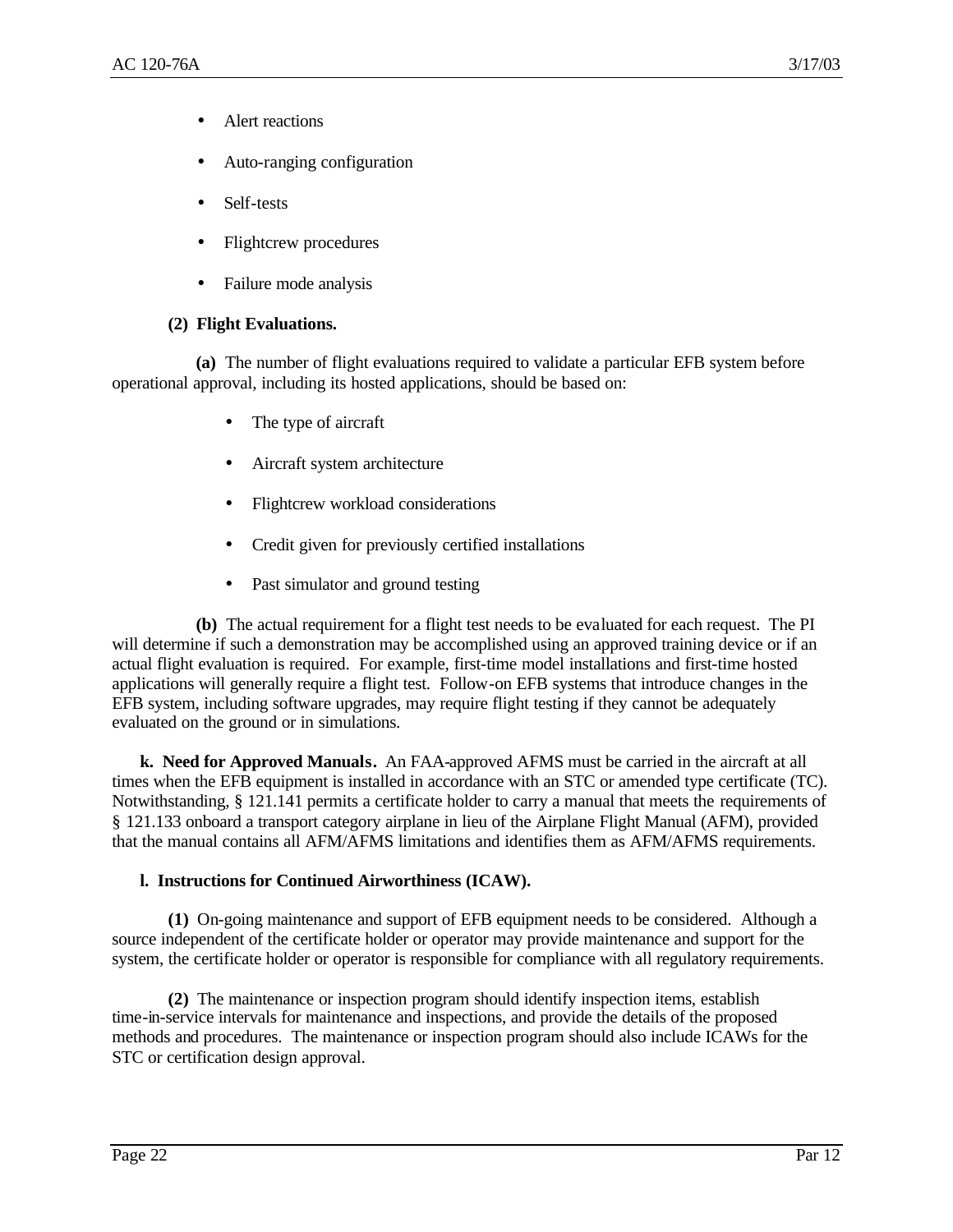- Alert reactions
- Auto-ranging configuration
- Self-tests
- Flightcrew procedures
- Failure mode analysis

**(2) Flight Evaluations.**

**(a)** The number of flight evaluations required to validate a particular EFB system before operational approval, including its hosted applications, should be based on:

- The type of aircraft
- Aircraft system architecture
- Flightcrew workload considerations
- Credit given for previously certified installations
- Past simulator and ground testing

**(b)** The actual requirement for a flight test needs to be evaluated for each request. The PI will determine if such a demonstration may be accomplished using an approved training device or if an actual flight evaluation is required. For example, first-time model installations and first-time hosted applications will generally require a flight test. Follow-on EFB systems that introduce changes in the EFB system, including software upgrades, may require flight testing if they cannot be adequately evaluated on the ground or in simulations.

**k. Need for Approved Manuals.** An FAA-approved AFMS must be carried in the aircraft at all times when the EFB equipment is installed in accordance with an STC or amended type certificate (TC). Notwithstanding, § 121.141 permits a certificate holder to carry a manual that meets the requirements of § 121.133 onboard a transport category airplane in lieu of the Airplane Flight Manual (AFM), provided that the manual contains all AFM/AFMS limitations and identifies them as AFM/AFMS requirements.

**l. Instructions for Continued Airworthiness (ICAW).**

**(1)** On-going maintenance and support of EFB equipment needs to be considered. Although a source independent of the certificate holder or operator may provide maintenance and support for the system, the certificate holder or operator is responsible for compliance with all regulatory requirements.

**(2)** The maintenance or inspection program should identify inspection items, establish time-in-service intervals for maintenance and inspections, and provide the details of the proposed methods and procedures. The maintenance or inspection program should also include ICAWs for the STC or certification design approval.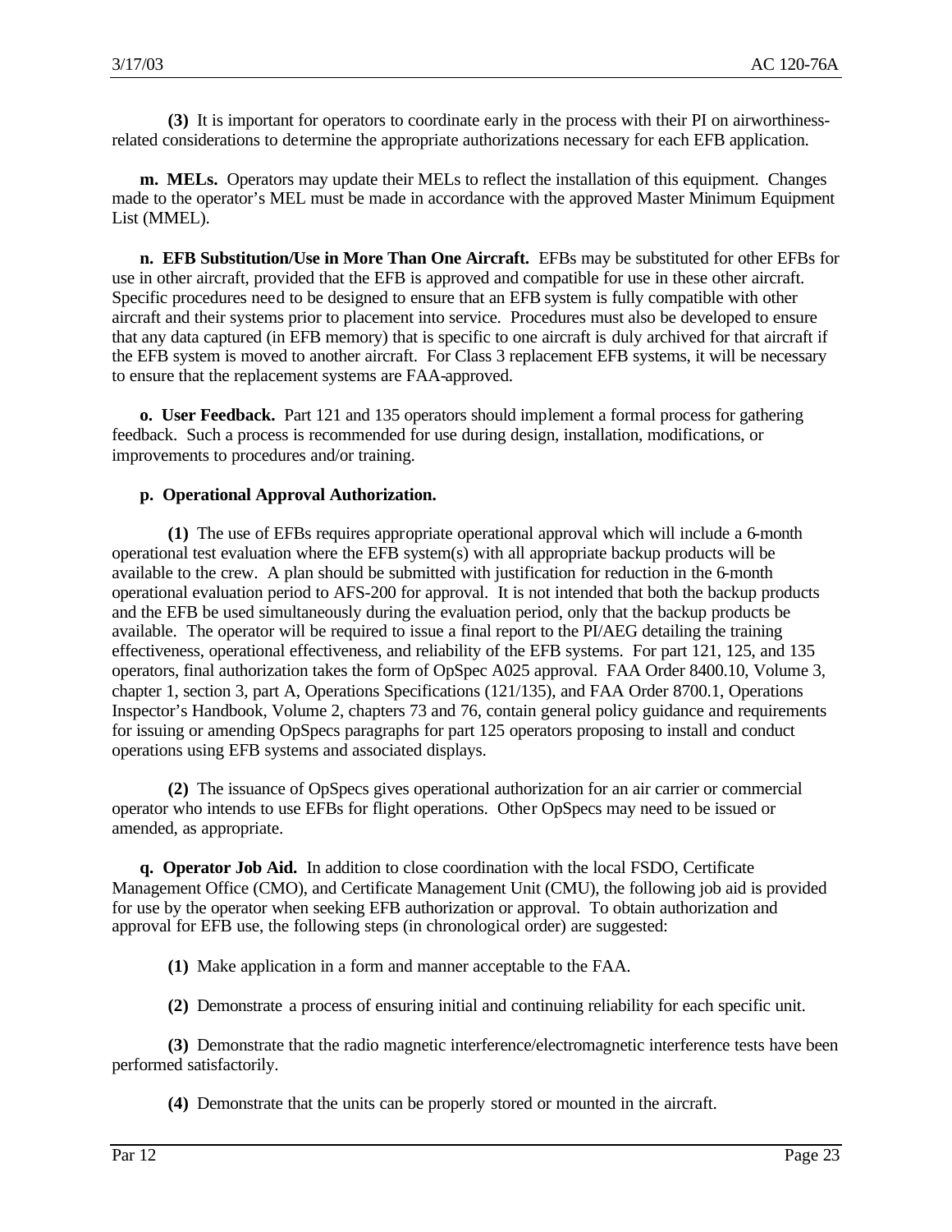**(3)** It is important for operators to coordinate early in the process with their PI on airworthiness-related considerations to determine the appropriate authorizations necessary for each EFB application.

**m. MELs.** Operators may update their MELs to reflect the installation of this equipment. Changes made to the operator's MEL must be made in accordance with the approved Master Minimum Equipment List (MMEL).

**n. EFB Substitution/Use in More Than One Aircraft.** EFBs may be substituted for other EFBs for use in other aircraft, provided that the EFB is approved and compatible for use in these other aircraft. Specific procedures need to be designed to ensure that an EFB system is fully compatible with other aircraft and their systems prior to placement into service. Procedures must also be developed to ensure that any data captured (in EFB memory) that is specific to one aircraft is duly archived for that aircraft if the EFB system is moved to another aircraft. For Class 3 replacement EFB systems, it will be necessary to ensure that the replacement systems are FAA-approved.

**o. User Feedback.** Part 121 and 135 operators should implement a formal process for gathering feedback. Such a process is recommended for use during design, installation, modifications, or improvements to procedures and/or training.

**p. Operational Approval Authorization.**

**(1)** The use of EFBs requires appropriate operational approval which will include a 6-month operational test evaluation where the EFB system(s) with all appropriate backup products will be available to the crew. A plan should be submitted with justification for reduction in the 6-month operational evaluation period to AFS-200 for approval. It is not intended that both the backup products and the EFB be used simultaneously during the evaluation period, only that the backup products be available. The operator will be required to issue a final report to the PI/AEG detailing the training effectiveness, operational effectiveness, and reliability of the EFB systems. For part 121, 125, and 135 operators, final authorization takes the form of OpSpec A025 approval. FAA Order 8400.10, Volume 3, chapter 1, section 3, part A, Operations Specifications (121/135), and FAA Order 8700.1, Operations Inspector's Handbook, Volume 2, chapters 73 and 76, contain general policy guidance and requirements for issuing or amending OpSpecs paragraphs for part 125 operators proposing to install and conduct operations using EFB systems and associated displays.

**(2)** The issuance of OpSpecs gives operational authorization for an air carrier or commercial operator who intends to use EFBs for flight operations. Other OpSpecs may need to be issued or amended, as appropriate.

**q. Operator Job Aid.** In addition to close coordination with the local FSDO, Certificate Management Office (CMO), and Certificate Management Unit (CMU), the following job aid is provided for use by the operator when seeking EFB authorization or approval. To obtain authorization and approval for EFB use, the following steps (in chronological order) are suggested:

**(1)** Make application in a form and manner acceptable to the FAA.

**(2)** Demonstrate a process of ensuring initial and continuing reliability for each specific unit.

**(3)** Demonstrate that the radio magnetic interference/electromagnetic interference tests have been performed satisfactorily.

**(4)** Demonstrate that the units can be properly stored or mounted in the aircraft.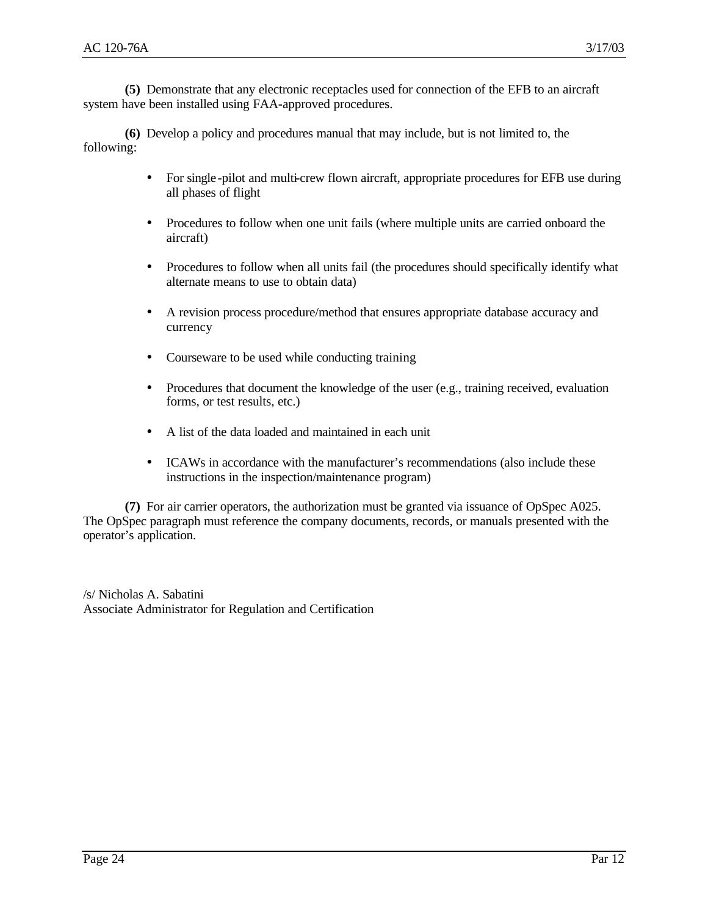**(5)** Demonstrate that any electronic receptacles used for connection of the EFB to an aircraft system have been installed using FAA-approved procedures.

**(6)** Develop a policy and procedures manual that may include, but is not limited to, the following:

- For single-pilot and multi-crew flown aircraft, appropriate procedures for EFB use during all phases of flight
- Procedures to follow when one unit fails (where multiple units are carried onboard the aircraft)
- Procedures to follow when all units fail (the procedures should specifically identify what alternate means to use to obtain data)
- A revision process procedure/method that ensures appropriate database accuracy and currency
- Courseware to be used while conducting training
- Procedures that document the knowledge of the user (e.g., training received, evaluation forms, or test results, etc.)
- A list of the data loaded and maintained in each unit
- ICAWs in accordance with the manufacturer's recommendations (also include these instructions in the inspection/maintenance program)

**(7)** For air carrier operators, the authorization must be granted via issuance of OpSpec A025. The OpSpec paragraph must reference the company documents, records, or manuals presented with the operator's application.

/s/ Nicholas A. Sabatini
Associate Administrator for Regulation and Certification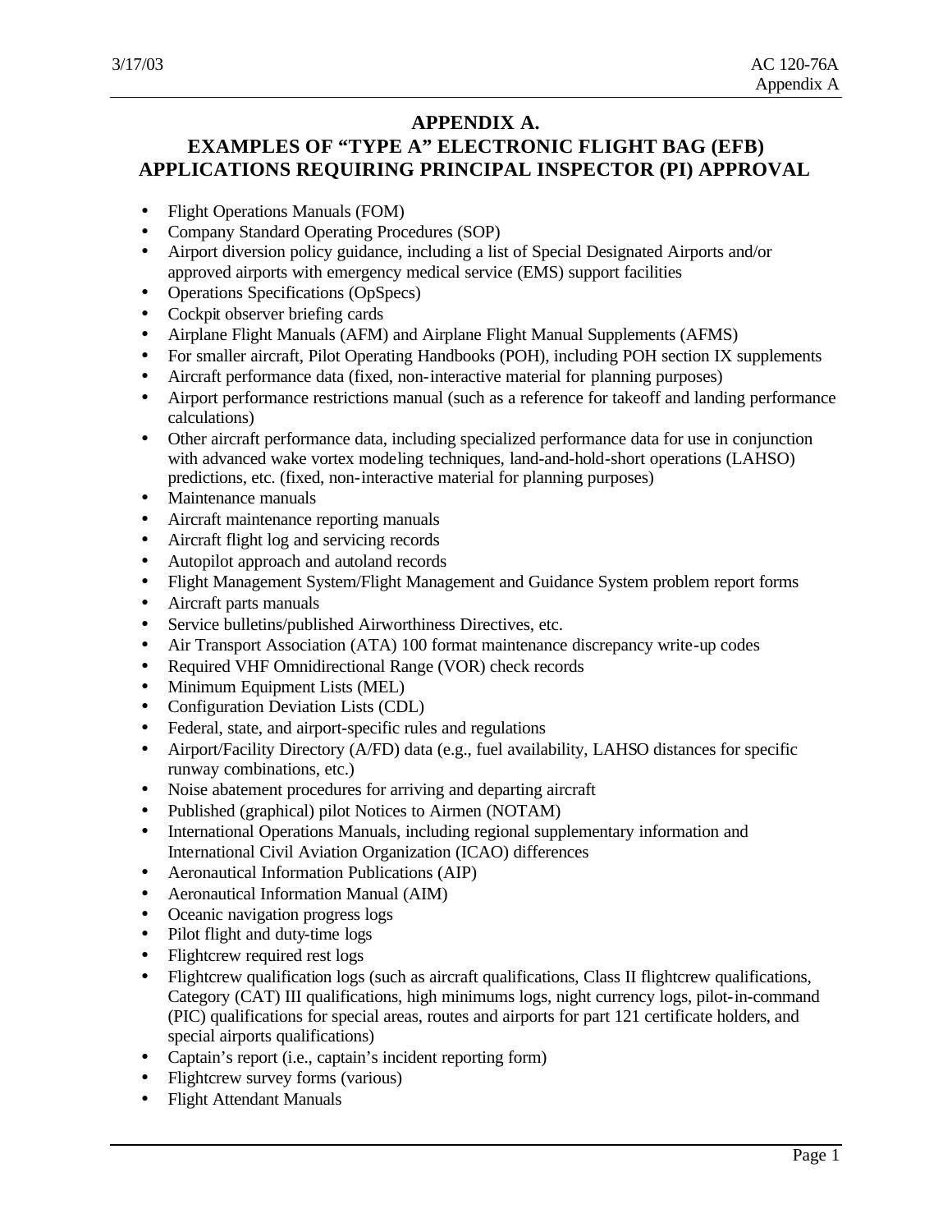# APPENDIX A.

## EXAMPLES OF "TYPE A" ELECTRONIC FLIGHT BAG (EFB) APPLICATIONS REQUIRING PRINCIPAL INSPECTOR (PI) APPROVAL

- Flight Operations Manuals (FOM)
- Company Standard Operating Procedures (SOP)
- Airport diversion policy guidance, including a list of Special Designated Airports and/or approved airports with emergency medical service (EMS) support facilities
- Operations Specifications (OpSpecs)
- Cockpit observer briefing cards
- Airplane Flight Manuals (AFM) and Airplane Flight Manual Supplements (AFMS)
- For smaller aircraft, Pilot Operating Handbooks (POH), including POH section IX supplements
- Aircraft performance data (fixed, non-interactive material for planning purposes)
- Airport performance restrictions manual (such as a reference for takeoff and landing performance calculations)
- Other aircraft performance data, including specialized performance data for use in conjunction with advanced wake vortex modeling techniques, land-and-hold-short operations (LAHSO) predictions, etc. (fixed, non-interactive material for planning purposes)
- Maintenance manuals
- Aircraft maintenance reporting manuals
- Aircraft flight log and servicing records
- Autopilot approach and autoland records
- Flight Management System/Flight Management and Guidance System problem report forms
- Aircraft parts manuals
- Service bulletins/published Airworthiness Directives, etc.
- Air Transport Association (ATA) 100 format maintenance discrepancy write-up codes
- Required VHF Omnidirectional Range (VOR) check records
- Minimum Equipment Lists (MEL)
- Configuration Deviation Lists (CDL)
- Federal, state, and airport-specific rules and regulations
- Airport/Facility Directory (A/FD) data (e.g., fuel availability, LAHSO distances for specific runway combinations, etc.)
- Noise abatement procedures for arriving and departing aircraft
- Published (graphical) pilot Notices to Airmen (NOTAM)
- International Operations Manuals, including regional supplementary information and International Civil Aviation Organization (ICAO) differences
- Aeronautical Information Publications (AIP)
- Aeronautical Information Manual (AIM)
- Oceanic navigation progress logs
- Pilot flight and duty-time logs
- Flightcrew required rest logs
- Flightcrew qualification logs (such as aircraft qualifications, Class II flightcrew qualifications, Category (CAT) III qualifications, high minimums logs, night currency logs, pilot-in-command (PIC) qualifications for special areas, routes and airports for part 121 certificate holders, and special airports qualifications)
- Captain's report (i.e., captain's incident reporting form)
- Flightcrew survey forms (various)
- Flight Attendant Manuals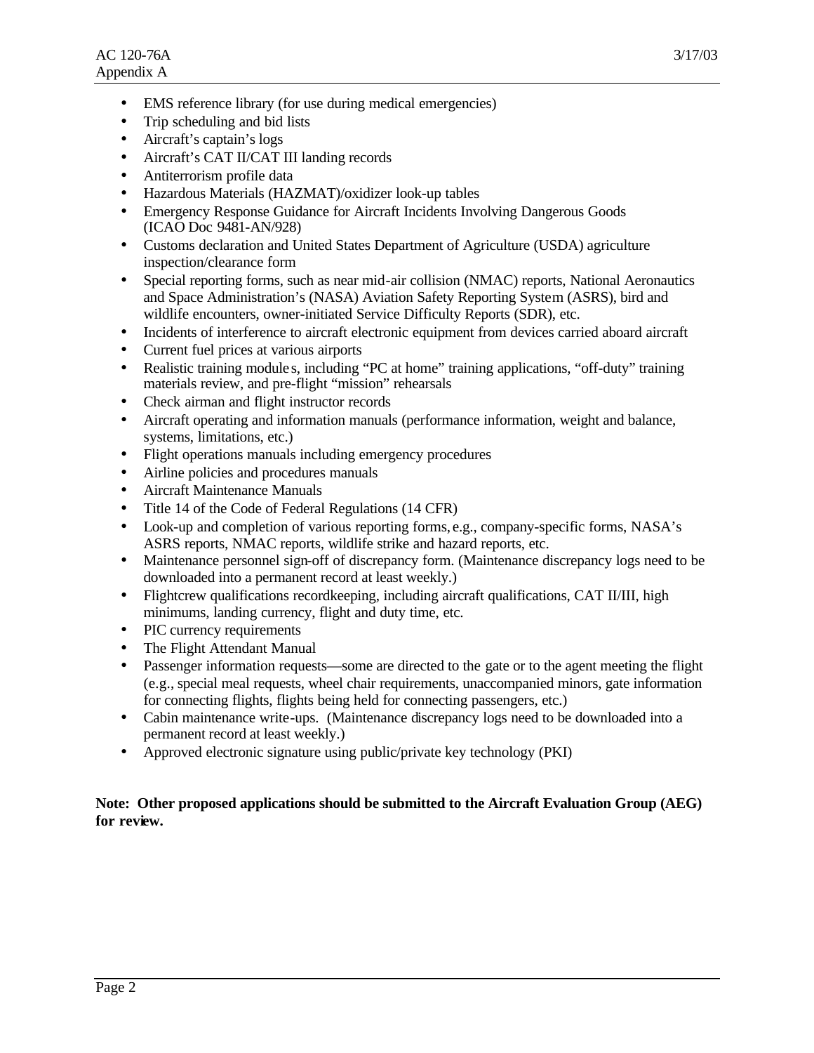- EMS reference library (for use during medical emergencies)
- Trip scheduling and bid lists
- Aircraft's captain's logs
- Aircraft's CAT II/CAT III landing records
- Antiterrorism profile data
- Hazardous Materials (HAZMAT)/oxidizer look-up tables
- Emergency Response Guidance for Aircraft Incidents Involving Dangerous Goods (ICAO Doc 9481-AN/928)
- Customs declaration and United States Department of Agriculture (USDA) agriculture inspection/clearance form
- Special reporting forms, such as near mid-air collision (NMAC) reports, National Aeronautics and Space Administration's (NASA) Aviation Safety Reporting System (ASRS), bird and wildlife encounters, owner-initiated Service Difficulty Reports (SDR), etc.
- Incidents of interference to aircraft electronic equipment from devices carried aboard aircraft
- Current fuel prices at various airports
- Realistic training modules, including "PC at home" training applications, "off-duty" training materials review, and pre-flight "mission" rehearsals
- Check airman and flight instructor records
- Aircraft operating and information manuals (performance information, weight and balance, systems, limitations, etc.)
- Flight operations manuals including emergency procedures
- Airline policies and procedures manuals
- Aircraft Maintenance Manuals
- Title 14 of the Code of Federal Regulations (14 CFR)
- Look-up and completion of various reporting forms, e.g., company-specific forms, NASA's ASRS reports, NMAC reports, wildlife strike and hazard reports, etc.
- Maintenance personnel sign-off of discrepancy form. (Maintenance discrepancy logs need to be downloaded into a permanent record at least weekly.)
- Flightcrew qualifications recordkeeping, including aircraft qualifications, CAT II/III, high minimums, landing currency, flight and duty time, etc.
- PIC currency requirements
- The Flight Attendant Manual
- Passenger information requests—some are directed to the gate or to the agent meeting the flight (e.g., special meal requests, wheel chair requirements, unaccompanied minors, gate information for connecting flights, flights being held for connecting passengers, etc.)
- Cabin maintenance write-ups. (Maintenance discrepancy logs need to be downloaded into a permanent record at least weekly.)
- Approved electronic signature using public/private key technology (PKI)

**Note: Other proposed applications should be submitted to the Aircraft Evaluation Group (AEG) for review.**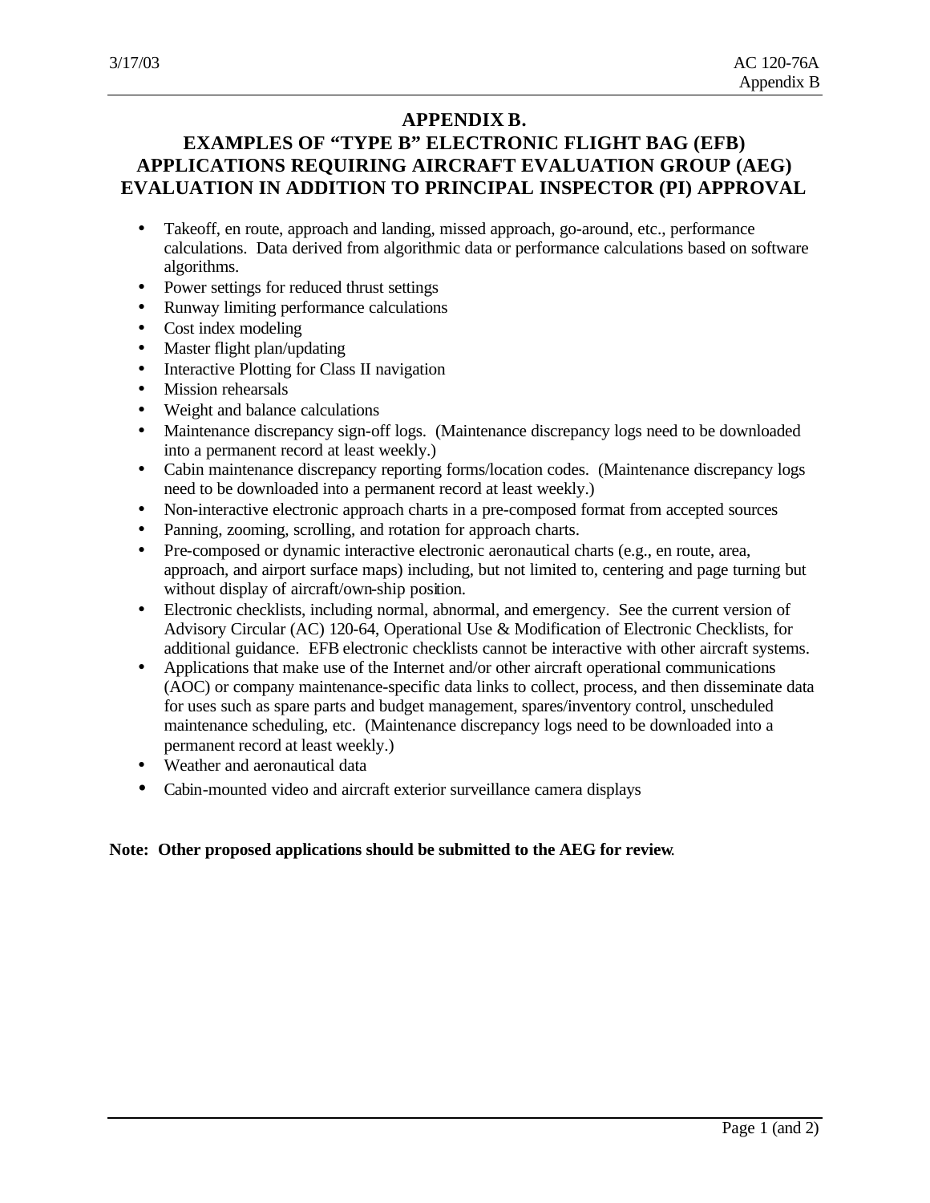# APPENDIX B.

## EXAMPLES OF "TYPE B" ELECTRONIC FLIGHT BAG (EFB) APPLICATIONS REQUIRING AIRCRAFT EVALUATION GROUP (AEG) EVALUATION IN ADDITION TO PRINCIPAL INSPECTOR (PI) APPROVAL

- Takeoff, en route, approach and landing, missed approach, go-around, etc., performance calculations. Data derived from algorithmic data or performance calculations based on software algorithms.
- Power settings for reduced thrust settings
- Runway limiting performance calculations
- Cost index modeling
- Master flight plan/updating
- Interactive Plotting for Class II navigation
- Mission rehearsals
- Weight and balance calculations
- Maintenance discrepancy sign-off logs. (Maintenance discrepancy logs need to be downloaded into a permanent record at least weekly.)
- Cabin maintenance discrepancy reporting forms/location codes. (Maintenance discrepancy logs need to be downloaded into a permanent record at least weekly.)
- Non-interactive electronic approach charts in a pre-composed format from accepted sources
- Panning, zooming, scrolling, and rotation for approach charts.
- Pre-composed or dynamic interactive electronic aeronautical charts (e.g., en route, area, approach, and airport surface maps) including, but not limited to, centering and page turning but without display of aircraft/own-ship position.
- Electronic checklists, including normal, abnormal, and emergency. See the current version of Advisory Circular (AC) 120-64, Operational Use & Modification of Electronic Checklists, for additional guidance. EFB electronic checklists cannot be interactive with other aircraft systems.
- Applications that make use of the Internet and/or other aircraft operational communications (AOC) or company maintenance-specific data links to collect, process, and then disseminate data for uses such as spare parts and budget management, spares/inventory control, unscheduled maintenance scheduling, etc. (Maintenance discrepancy logs need to be downloaded into a permanent record at least weekly.)
- Weather and aeronautical data
- Cabin-mounted video and aircraft exterior surveillance camera displays

**Note: Other proposed applications should be submitted to the AEG for review**.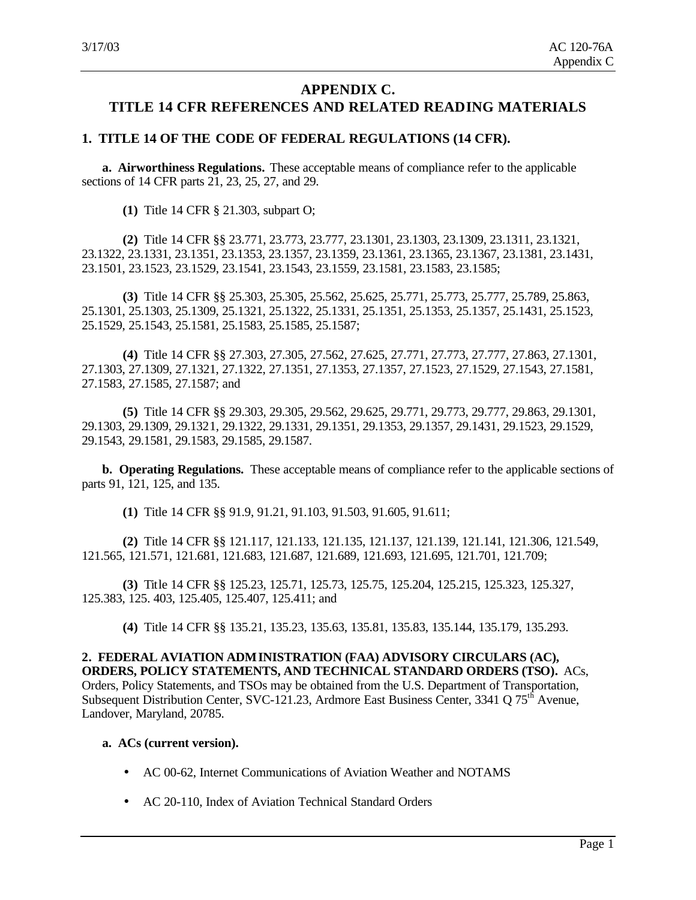# APPENDIX C.
# TITLE 14 CFR REFERENCES AND RELATED READING MATERIALS

## 1. TITLE 14 OF THE CODE OF FEDERAL REGULATIONS (14 CFR).

**a. Airworthiness Regulations.** These acceptable means of compliance refer to the applicable sections of 14 CFR parts 21, 23, 25, 27, and 29.

**(1)** Title 14 CFR § 21.303, subpart O;

**(2)** Title 14 CFR §§ 23.771, 23.773, 23.777, 23.1301, 23.1303, 23.1309, 23.1311, 23.1321, 23.1322, 23.1331, 23.1351, 23.1353, 23.1357, 23.1359, 23.1361, 23.1365, 23.1367, 23.1381, 23.1431, 23.1501, 23.1523, 23.1529, 23.1541, 23.1543, 23.1559, 23.1581, 23.1583, 23.1585;

**(3)** Title 14 CFR §§ 25.303, 25.305, 25.562, 25.625, 25.771, 25.773, 25.777, 25.789, 25.863, 25.1301, 25.1303, 25.1309, 25.1321, 25.1322, 25.1331, 25.1351, 25.1353, 25.1357, 25.1431, 25.1523, 25.1529, 25.1543, 25.1581, 25.1583, 25.1585, 25.1587;

**(4)** Title 14 CFR §§ 27.303, 27.305, 27.562, 27.625, 27.771, 27.773, 27.777, 27.863, 27.1301, 27.1303, 27.1309, 27.1321, 27.1322, 27.1351, 27.1353, 27.1357, 27.1523, 27.1529, 27.1543, 27.1581, 27.1583, 27.1585, 27.1587; and

**(5)** Title 14 CFR §§ 29.303, 29.305, 29.562, 29.625, 29.771, 29.773, 29.777, 29.863, 29.1301, 29.1303, 29.1309, 29.1321, 29.1322, 29.1331, 29.1351, 29.1353, 29.1357, 29.1431, 29.1523, 29.1529, 29.1543, 29.1581, 29.1583, 29.1585, 29.1587.

**b. Operating Regulations.** These acceptable means of compliance refer to the applicable sections of parts 91, 121, 125, and 135.

**(1)** Title 14 CFR §§ 91.9, 91.21, 91.103, 91.503, 91.605, 91.611;

**(2)** Title 14 CFR §§ 121.117, 121.133, 121.135, 121.137, 121.139, 121.141, 121.306, 121.549, 121.565, 121.571, 121.681, 121.683, 121.687, 121.689, 121.693, 121.695, 121.701, 121.709;

**(3)** Title 14 CFR §§ 125.23, 125.71, 125.73, 125.75, 125.204, 125.215, 125.323, 125.327, 125.383, 125. 403, 125.405, 125.407, 125.411; and

**(4)** Title 14 CFR §§ 135.21, 135.23, 135.63, 135.81, 135.83, 135.144, 135.179, 135.293.

## 2. FEDERAL AVIATION ADMINISTRATION (FAA) ADVISORY CIRCULARS (AC), ORDERS, POLICY STATEMENTS, AND TECHNICAL STANDARD ORDERS (TSO).

ACs, Orders, Policy Statements, and TSOs may be obtained from the U.S. Department of Transportation, Subsequent Distribution Center, SVC-121.23, Ardmore East Business Center, 3341 Q 75th Avenue, Landover, Maryland, 20785.

**a. ACs (current version).**

- AC 00-62, Internet Communications of Aviation Weather and NOTAMS
- AC 20-110, Index of Aviation Technical Standard Orders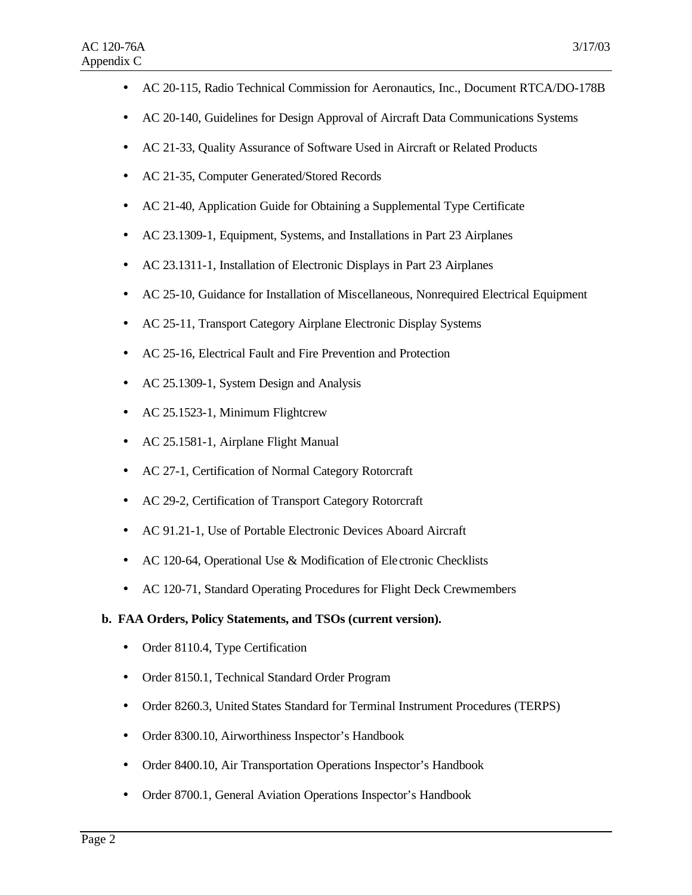- AC 20-115, Radio Technical Commission for Aeronautics, Inc., Document RTCA/DO-178B
- AC 20-140, Guidelines for Design Approval of Aircraft Data Communications Systems
- AC 21-33, Quality Assurance of Software Used in Aircraft or Related Products
- AC 21-35, Computer Generated/Stored Records
- AC 21-40, Application Guide for Obtaining a Supplemental Type Certificate
- AC 23.1309-1, Equipment, Systems, and Installations in Part 23 Airplanes
- AC 23.1311-1, Installation of Electronic Displays in Part 23 Airplanes
- AC 25-10, Guidance for Installation of Miscellaneous, Nonrequired Electrical Equipment
- AC 25-11, Transport Category Airplane Electronic Display Systems
- AC 25-16, Electrical Fault and Fire Prevention and Protection
- AC 25.1309-1, System Design and Analysis
- AC 25.1523-1, Minimum Flightcrew
- AC 25.1581-1, Airplane Flight Manual
- AC 27-1, Certification of Normal Category Rotorcraft
- AC 29-2, Certification of Transport Category Rotorcraft
- AC 91.21-1, Use of Portable Electronic Devices Aboard Aircraft
- AC 120-64, Operational Use & Modification of Electronic Checklists
- AC 120-71, Standard Operating Procedures for Flight Deck Crewmembers

**b. FAA Orders, Policy Statements, and TSOs (current version).**

- Order 8110.4, Type Certification
- Order 8150.1, Technical Standard Order Program
- Order 8260.3, United States Standard for Terminal Instrument Procedures (TERPS)
- Order 8300.10, Airworthiness Inspector's Handbook
- Order 8400.10, Air Transportation Operations Inspector's Handbook
- Order 8700.1, General Aviation Operations Inspector's Handbook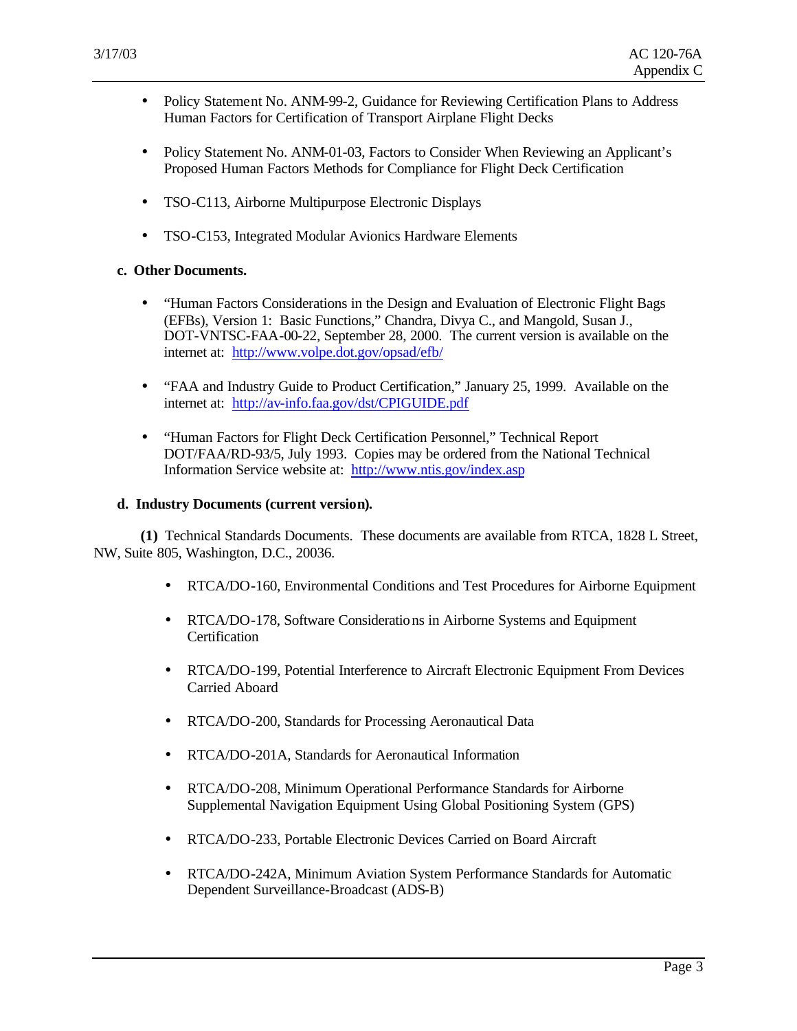- Policy Statement No. ANM-99-2, Guidance for Reviewing Certification Plans to Address Human Factors for Certification of Transport Airplane Flight Decks

- Policy Statement No. ANM-01-03, Factors to Consider When Reviewing an Applicant's Proposed Human Factors Methods for Compliance for Flight Deck Certification

- TSO-C113, Airborne Multipurpose Electronic Displays

- TSO-C153, Integrated Modular Avionics Hardware Elements

**c. Other Documents.**

- "Human Factors Considerations in the Design and Evaluation of Electronic Flight Bags (EFBs), Version 1: Basic Functions," Chandra, Divya C., and Mangold, Susan J., DOT-VNTSC-FAA-00-22, September 28, 2000. The current version is available on the internet at: http://www.volpe.dot.gov/opsad/efb/

- "FAA and Industry Guide to Product Certification," January 25, 1999. Available on the internet at: http://av-info.faa.gov/dst/CPIGUIDE.pdf

- "Human Factors for Flight Deck Certification Personnel," Technical Report DOT/FAA/RD-93/5, July 1993. Copies may be ordered from the National Technical Information Service website at: http://www.ntis.gov/index.asp

**d. Industry Documents (current version).**

**(1)** Technical Standards Documents. These documents are available from RTCA, 1828 L Street, NW, Suite 805, Washington, D.C., 20036.

- RTCA/DO-160, Environmental Conditions and Test Procedures for Airborne Equipment

- RTCA/DO-178, Software Considerations in Airborne Systems and Equipment Certification

- RTCA/DO-199, Potential Interference to Aircraft Electronic Equipment From Devices Carried Aboard

- RTCA/DO-200, Standards for Processing Aeronautical Data

- RTCA/DO-201A, Standards for Aeronautical Information

- RTCA/DO-208, Minimum Operational Performance Standards for Airborne Supplemental Navigation Equipment Using Global Positioning System (GPS)

- RTCA/DO-233, Portable Electronic Devices Carried on Board Aircraft

- RTCA/DO-242A, Minimum Aviation System Performance Standards for Automatic Dependent Surveillance-Broadcast (ADS-B)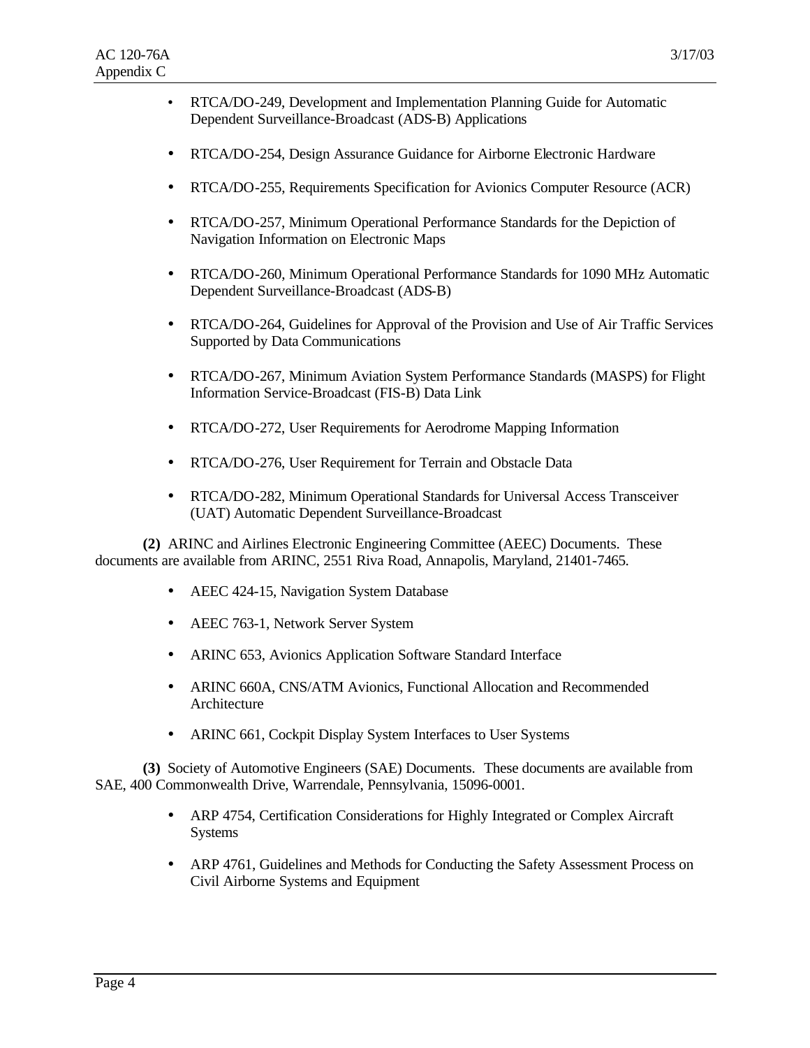- RTCA/DO-249, Development and Implementation Planning Guide for Automatic Dependent Surveillance-Broadcast (ADS-B) Applications

- RTCA/DO-254, Design Assurance Guidance for Airborne Electronic Hardware

- RTCA/DO-255, Requirements Specification for Avionics Computer Resource (ACR)

- RTCA/DO-257, Minimum Operational Performance Standards for the Depiction of Navigation Information on Electronic Maps

- RTCA/DO-260, Minimum Operational Performance Standards for 1090 MHz Automatic Dependent Surveillance-Broadcast (ADS-B)

- RTCA/DO-264, Guidelines for Approval of the Provision and Use of Air Traffic Services Supported by Data Communications

- RTCA/DO-267, Minimum Aviation System Performance Standards (MASPS) for Flight Information Service-Broadcast (FIS-B) Data Link

- RTCA/DO-272, User Requirements for Aerodrome Mapping Information

- RTCA/DO-276, User Requirement for Terrain and Obstacle Data

- RTCA/DO-282, Minimum Operational Standards for Universal Access Transceiver (UAT) Automatic Dependent Surveillance-Broadcast

**(2)** ARINC and Airlines Electronic Engineering Committee (AEEC) Documents. These documents are available from ARINC, 2551 Riva Road, Annapolis, Maryland, 21401-7465.

- AEEC 424-15, Navigation System Database

- AEEC 763-1, Network Server System

- ARINC 653, Avionics Application Software Standard Interface

- ARINC 660A, CNS/ATM Avionics, Functional Allocation and Recommended Architecture

- ARINC 661, Cockpit Display System Interfaces to User Systems

**(3)** Society of Automotive Engineers (SAE) Documents. These documents are available from SAE, 400 Commonwealth Drive, Warrendale, Pennsylvania, 15096-0001.

- ARP 4754, Certification Considerations for Highly Integrated or Complex Aircraft Systems

- ARP 4761, Guidelines and Methods for Conducting the Safety Assessment Process on Civil Airborne Systems and Equipment